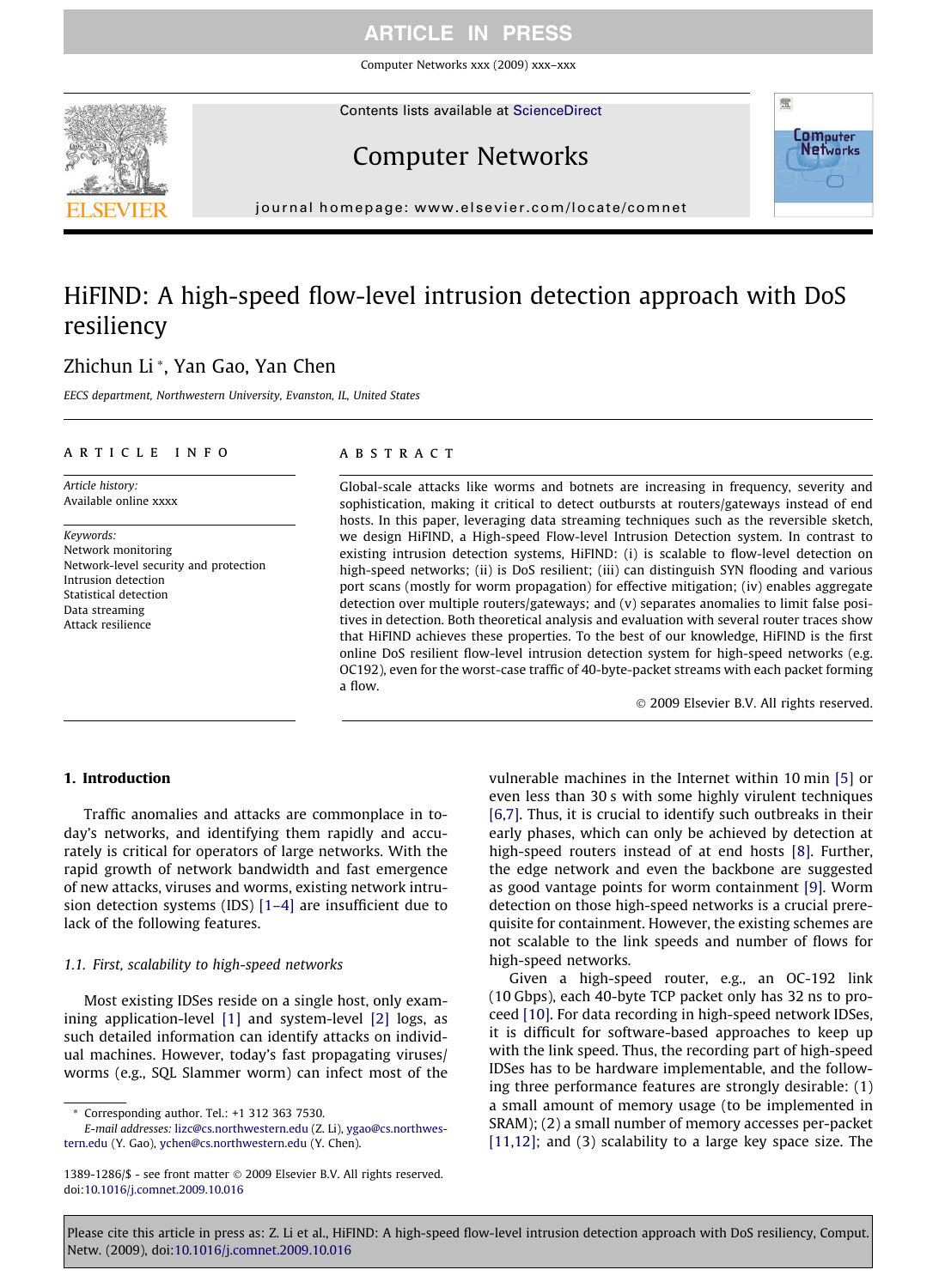# HiFIND: A high-speed flow-level intrusion detection approach with DoS resiliency

Zhichun Li *, Yan Gao, Yan Chen

*EECS department, Northwestern University, Evanston, IL, United States*

## ARTICLE INFO

*Article history:*
Available online xxxx

*Keywords:*
Network monitoring
Network-level security and protection
Intrusion detection
Statistical detection
Data streaming
Attack resilience

## ABSTRACT

Global-scale attacks like worms and botnets are increasing in frequency, severity and sophistication, making it critical to detect outbursts at routers/gateways instead of end hosts. In this paper, leveraging data streaming techniques such as the reversible sketch, we design HiFIND, a High-speed Flow-level Intrusion Detection system. In contrast to existing intrusion detection systems, HiFIND: (i) is scalable to flow-level detection on high-speed networks; (ii) is DoS resilient; (iii) can distinguish SYN flooding and various port scans (mostly for worm propagation) for effective mitigation; (iv) enables aggregate detection over multiple routers/gateways; and (v) separates anomalies to limit false positives in detection. Both theoretical analysis and evaluation with several router traces show that HiFIND achieves these properties. To the best of our knowledge, HiFIND is the first online DoS resilient flow-level intrusion detection system for high-speed networks (e.g. OC192), even for the worst-case traffic of 40-byte-packet streams with each packet forming a flow.

© 2009 Elsevier B.V. All rights reserved.

## 1. Introduction

Traffic anomalies and attacks are commonplace in today's networks, and identifying them rapidly and accurately is critical for operators of large networks. With the rapid growth of network bandwidth and fast emergence of new attacks, viruses and worms, existing network intrusion detection systems (IDS) [1–4] are insufficient due to lack of the following features.

### 1.1. First, scalability to high-speed networks

Most existing IDSes reside on a single host, only examining application-level [1] and system-level [2] logs, as such detailed information can identify attacks on individual machines. However, today's fast propagating viruses/worms (e.g., SQL Slammer worm) can infect most of the vulnerable machines in the Internet within 10 min [5] or even less than 30 s with some highly virulent techniques [6,7]. Thus, it is crucial to identify such outbreaks in their early phases, which can only be achieved by detection at high-speed routers instead of at end hosts [8]. Further, the edge network and even the backbone are suggested as good vantage points for worm containment [9]. Worm detection on those high-speed networks is a crucial prerequisite for containment. However, the existing schemes are not scalable to the link speeds and number of flows for high-speed networks.

Given a high-speed router, e.g., an OC-192 link (10 Gbps), each 40-byte TCP packet only has 32 ns to proceed [10]. For data recording in high-speed network IDSes, it is difficult for software-based approaches to keep up with the link speed. Thus, the recording part of high-speed IDSes has to be hardware implementable, and the following three performance features are strongly desirable: (1) a small amount of memory usage (to be implemented in SRAM); (2) a small number of memory accesses per-packet [11,12]; and (3) scalability to a large key space size. The

* Corresponding author. Tel.: +1 312 363 7530.
*E-mail addresses:* lizc@cs.northwestern.edu (Z. Li), ygao@cs.northwestern.edu (Y. Gao), ychen@cs.northwestern.edu (Y. Chen).

1389-1286/$ - see front matter © 2009 Elsevier B.V. All rights reserved.
doi:10.1016/j.comnet.2009.10.016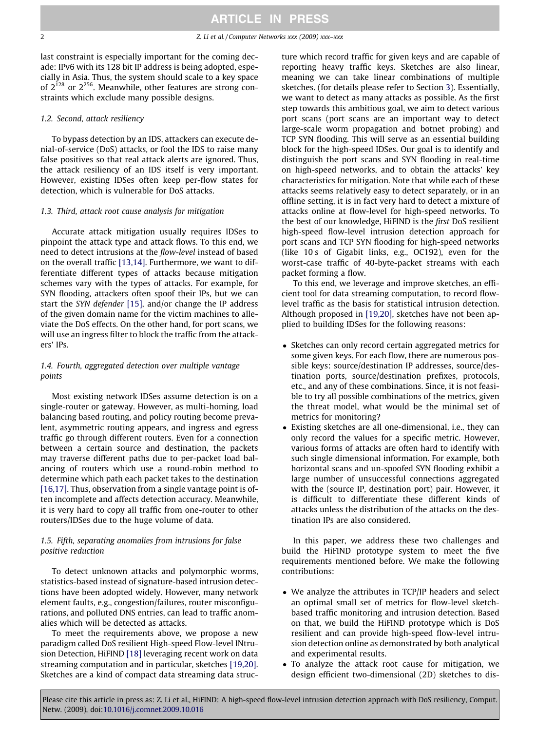last constraint is especially important for the coming decade: IPv6 with its 128 bit IP address is being adopted, especially in Asia. Thus, the system should scale to a key space of $2^{128}$ or $2^{256}$. Meanwhile, other features are strong constraints which exclude many possible designs.

### 1.2. Second, attack resiliency

To bypass detection by an IDS, attackers can execute denial-of-service (DoS) attacks, or fool the IDS to raise many false positives so that real attack alerts are ignored. Thus, the attack resiliency of an IDS itself is very important. However, existing IDSes often keep per-flow states for detection, which is vulnerable for DoS attacks.

### 1.3. Third, attack root cause analysis for mitigation

Accurate attack mitigation usually requires IDSes to pinpoint the attack type and attack flows. To this end, we need to detect intrusions at the *flow-level* instead of based on the overall traffic [13,14]. Furthermore, we want to differentiate different types of attacks because mitigation schemes vary with the types of attacks. For example, for SYN flooding, attackers often spoof their IPs, but we can start the *SYN defender* [15], and/or change the IP address of the given domain name for the victim machines to alleviate the DoS effects. On the other hand, for port scans, we will use an ingress filter to block the traffic from the attackers' IPs.

### 1.4. Fourth, aggregated detection over multiple vantage points

Most existing network IDSes assume detection is on a single-router or gateway. However, as multi-homing, load balancing based routing, and policy routing become prevalent, asymmetric routing appears, and ingress and egress traffic go through different routers. Even for a connection between a certain source and destination, the packets may traverse different paths due to per-packet load balancing of routers which use a round-robin method to determine which path each packet takes to the destination [16,17]. Thus, observation from a single vantage point is often incomplete and affects detection accuracy. Meanwhile, it is very hard to copy all traffic from one-router to other routers/IDSes due to the huge volume of data.

### 1.5. Fifth, separating anomalies from intrusions for false positive reduction

To detect unknown attacks and polymorphic worms, statistics-based instead of signature-based intrusion detections have been adopted widely. However, many network element faults, e.g., congestion/failures, router misconfigurations, and polluted DNS entries, can lead to traffic anomalies which will be detected as attacks.

To meet the requirements above, we propose a new paradigm called DoS resilient High-speed Flow-level INtrusion Detection, HiFIND [18] leveraging recent work on data streaming computation and in particular, sketches [19,20]. Sketches are a kind of compact data streaming data structure which record traffic for given keys and are capable of reporting heavy traffic keys. Sketches are also linear, meaning we can take linear combinations of multiple sketches. (for details please refer to Section 3). Essentially, we want to detect as many attacks as possible. As the first step towards this ambitious goal, we aim to detect various port scans (port scans are an important way to detect large-scale worm propagation and botnet probing) and TCP SYN flooding. This will serve as an essential building block for the high-speed IDSes. Our goal is to identify and distinguish the port scans and SYN flooding in real-time on high-speed networks, and to obtain the attacks' key characteristics for mitigation. Note that while each of these attacks seems relatively easy to detect separately, or in an offline setting, it is in fact very hard to detect a mixture of attacks online at flow-level for high-speed networks. To the best of our knowledge, HiFIND is the *first* DoS resilient high-speed flow-level intrusion detection approach for port scans and TCP SYN flooding for high-speed networks (like 10 s of Gigabit links, e.g., OC192), even for the worst-case traffic of 40-byte-packet streams with each packet forming a flow.

To this end, we leverage and improve sketches, an efficient tool for data streaming computation, to record flow-level traffic as the basis for statistical intrusion detection. Although proposed in [19,20], sketches have not been applied to building IDSes for the following reasons:

- Sketches can only record certain aggregated metrics for some given keys. For each flow, there are numerous possible keys: source/destination IP addresses, source/destination ports, source/destination prefixes, protocols, etc., and any of these combinations. Since, it is not feasible to try all possible combinations of the metrics, given the threat model, what would be the minimal set of metrics for monitoring?
- Existing sketches are all one-dimensional, i.e., they can only record the values for a specific metric. However, various forms of attacks are often hard to identify with such single dimensional information. For example, both horizontal scans and un-spoofed SYN flooding exhibit a large number of unsuccessful connections aggregated with the (source IP, destination port) pair. However, it is difficult to differentiate these different kinds of attacks unless the distribution of the attacks on the destination IPs are also considered.

In this paper, we address these two challenges and build the HiFIND prototype system to meet the five requirements mentioned before. We make the following contributions:

- We analyze the attributes in TCP/IP headers and select an optimal small set of metrics for flow-level sketch-based traffic monitoring and intrusion detection. Based on that, we build the HiFIND prototype which is DoS resilient and can provide high-speed flow-level intrusion detection online as demonstrated by both analytical and experimental results.
- To analyze the attack root cause for mitigation, we design efficient two-dimensional (2D) sketches to dis-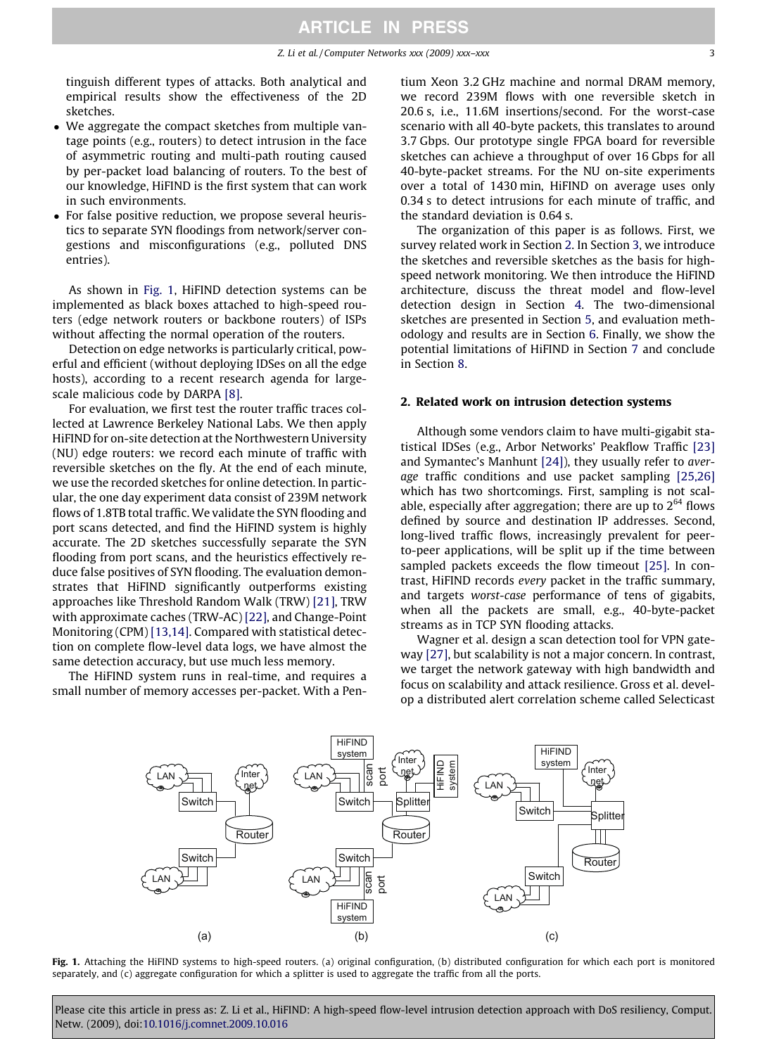tinguish different types of attacks. Both analytical and empirical results show the effectiveness of the 2D sketches.

- We aggregate the compact sketches from multiple vantage points (e.g., routers) to detect intrusion in the face of asymmetric routing and multi-path routing caused by per-packet load balancing of routers. To the best of our knowledge, HiFIND is the first system that can work in such environments.
- For false positive reduction, we propose several heuristics to separate SYN floodings from network/server congestions and misconfigurations (e.g., polluted DNS entries).

As shown in Fig. 1, HiFIND detection systems can be implemented as black boxes attached to high-speed routers (edge network routers or backbone routers) of ISPs without affecting the normal operation of the routers.

Detection on edge networks is particularly critical, powerful and efficient (without deploying IDSes on all the edge hosts), according to a recent research agenda for large-scale malicious code by DARPA [8].

For evaluation, we first test the router traffic traces collected at Lawrence Berkeley National Labs. We then apply HiFIND for on-site detection at the Northwestern University (NU) edge routers: we record each minute of traffic with reversible sketches on the fly. At the end of each minute, we use the recorded sketches for online detection. In particular, the one day experiment data consist of 239M network flows of 1.8TB total traffic. We validate the SYN flooding and port scans detected, and find the HiFIND system is highly accurate. The 2D sketches successfully separate the SYN flooding from port scans, and the heuristics effectively reduce false positives of SYN flooding. The evaluation demonstrates that HiFIND significantly outperforms existing approaches like Threshold Random Walk (TRW) [21], TRW with approximate caches (TRW-AC) [22], and Change-Point Monitoring (CPM) [13,14]. Compared with statistical detection on complete flow-level data logs, we have almost the same detection accuracy, but use much less memory.

The HiFIND system runs in real-time, and requires a small number of memory accesses per-packet. With a Pentium Xeon 3.2 GHz machine and normal DRAM memory, we record 239M flows with one reversible sketch in 20.6 s, i.e., 11.6M insertions/second. For the worst-case scenario with all 40-byte packets, this translates to around 3.7 Gbps. Our prototype single FPGA board for reversible sketches can achieve a throughput of over 16 Gbps for all 40-byte-packet streams. For the NU on-site experiments over a total of 1430 min, HiFIND on average uses only 0.34 s to detect intrusions for each minute of traffic, and the standard deviation is 0.64 s.

The organization of this paper is as follows. First, we survey related work in Section 2. In Section 3, we introduce the sketches and reversible sketches as the basis for high-speed network monitoring. We then introduce the HiFIND architecture, discuss the threat model and flow-level detection design in Section 4. The two-dimensional sketches are presented in Section 5, and evaluation methodology and results are in Section 6. Finally, we show the potential limitations of HiFIND in Section 7 and conclude in Section 8.

## 2. Related work on intrusion detection systems

Although some vendors claim to have multi-gigabit statistical IDSes (e.g., Arbor Networks' Peakflow Traffic [23] and Symantec's Manhunt [24]), they usually refer to *average* traffic conditions and use packet sampling [25,26] which has two shortcomings. First, sampling is not scalable, especially after aggregation; there are up to $2^{64}$ flows defined by source and destination IP addresses. Second, long-lived traffic flows, increasingly prevalent for peer-to-peer applications, will be split up if the time between sampled packets exceeds the flow timeout [25]. In contrast, HiFIND records *every* packet in the traffic summary, and targets *worst-case* performance of tens of gigabits, when all the packets are small, e.g., 40-byte-packet streams as in TCP SYN flooding attacks.

Wagner et al. design a scan detection tool for VPN gateway [27], but scalability is not a major concern. In contrast, we target the network gateway with high bandwidth and focus on scalability and attack resilience. Gross et al. develop a distributed alert correlation scheme called Selecticast

**Fig. 1.** Attaching the HiFIND systems to high-speed routers. (a) original configuration, (b) distributed configuration for which each port is monitored separately, and (c) aggregate configuration for which a splitter is used to aggregate the traffic from all the ports.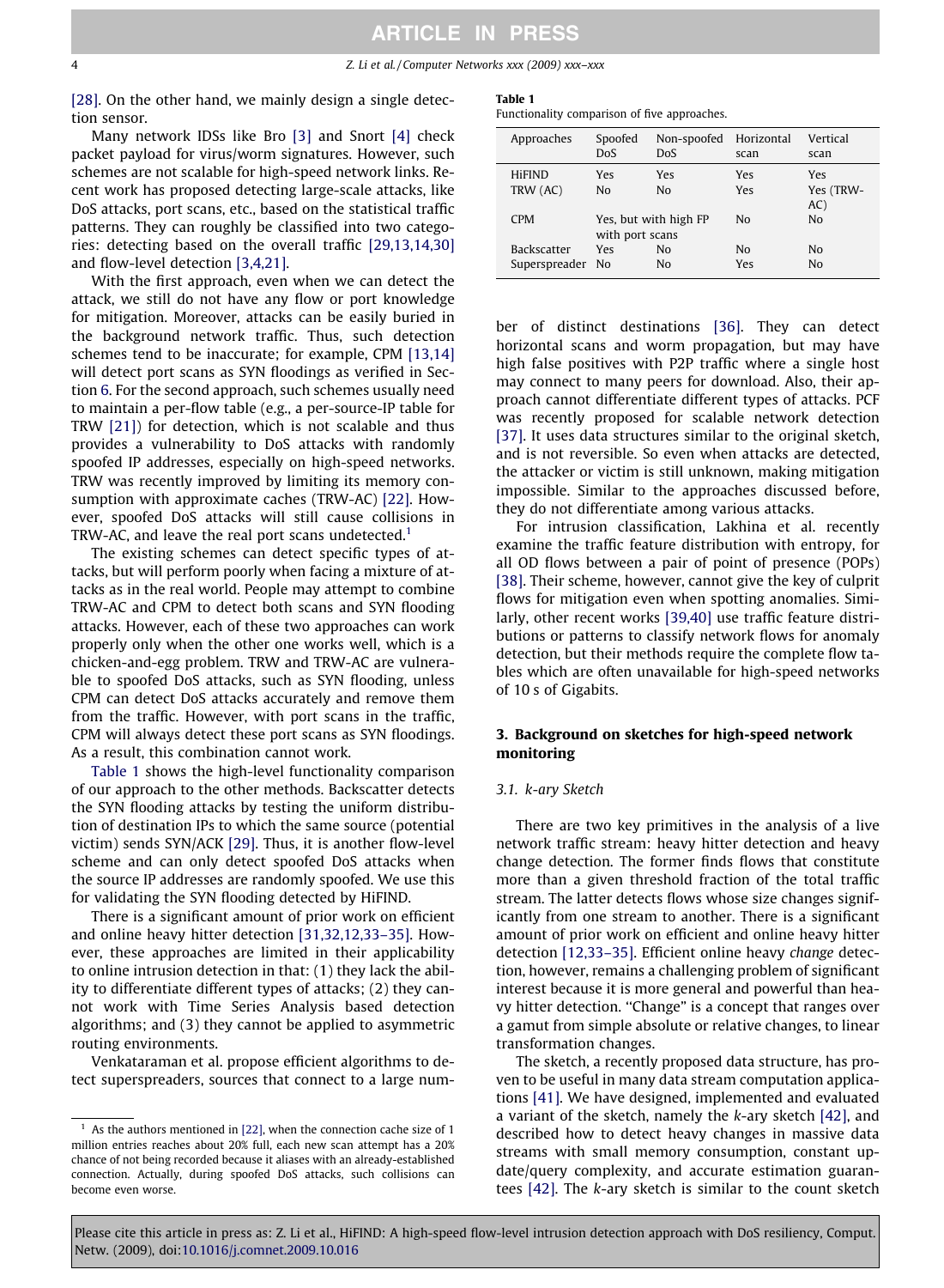[28]. On the other hand, we mainly design a single detection sensor.

Many network IDSs like Bro [3] and Snort [4] check packet payload for virus/worm signatures. However, such schemes are not scalable for high-speed network links. Recent work has proposed detecting large-scale attacks, like DoS attacks, port scans, etc., based on the statistical traffic patterns. They can roughly be classified into two categories: detecting based on the overall traffic [29,13,14,30] and flow-level detection [3,4,21].

With the first approach, even when we can detect the attack, we still do not have any flow or port knowledge for mitigation. Moreover, attacks can be easily buried in the background network traffic. Thus, such detection schemes tend to be inaccurate; for example, CPM [13,14] will detect port scans as SYN floodings as verified in Section 6. For the second approach, such schemes usually need to maintain a per-flow table (e.g., a per-source-IP table for TRW [21]) for detection, which is not scalable and thus provides a vulnerability to DoS attacks with randomly spoofed IP addresses, especially on high-speed networks. TRW was recently improved by limiting its memory consumption with approximate caches (TRW-AC) [22]. However, spoofed DoS attacks will still cause collisions in TRW-AC, and leave the real port scans undetected.[1]

The existing schemes can detect specific types of attacks, but will perform poorly when facing a mixture of attacks as in the real world. People may attempt to combine TRW-AC and CPM to detect both scans and SYN flooding attacks. However, each of these two approaches can work properly only when the other one works well, which is a chicken-and-egg problem. TRW and TRW-AC are vulnerable to spoofed DoS attacks, such as SYN flooding, unless CPM can detect DoS attacks accurately and remove them from the traffic. However, with port scans in the traffic, CPM will always detect these port scans as SYN floodings. As a result, this combination cannot work.

Table 1 shows the high-level functionality comparison of our approach to the other methods. Backscatter detects the SYN flooding attacks by testing the uniform distribution of destination IPs to which the same source (potential victim) sends SYN/ACK [29]. Thus, it is another flow-level scheme and can only detect spoofed DoS attacks when the source IP addresses are randomly spoofed. We use this for validating the SYN flooding detected by HiFIND.

There is a significant amount of prior work on efficient and online heavy hitter detection [31,32,12,33–35]. However, these approaches are limited in their applicability to online intrusion detection in that: (1) they lack the ability to differentiate different types of attacks; (2) they cannot work with Time Series Analysis based detection algorithms; and (3) they cannot be applied to asymmetric routing environments.

Venkataraman et al. propose efficient algorithms to detect superspreaders, sources that connect to a large number of distinct destinations [36]. They can detect horizontal scans and worm propagation, but may have high false positives with P2P traffic where a single host may connect to many peers for download. Also, their approach cannot differentiate different types of attacks. PCF was recently proposed for scalable network detection [37]. It uses data structures similar to the original sketch, and is not reversible. So even when attacks are detected, the attacker or victim is still unknown, making mitigation impossible. Similar to the approaches discussed before, they do not differentiate among various attacks.

For intrusion classification, Lakhina et al. recently examine the traffic feature distribution with entropy, for all OD flows between a pair of point of presence (POPs) [38]. Their scheme, however, cannot give the key of culprit flows for mitigation even when spotting anomalies. Similarly, other recent works [39,40] use traffic feature distributions or patterns to classify network flows for anomaly detection, but their methods require the complete flow tables which are often unavailable for high-speed networks of 10 s of Gigabits.

**Table 1**
Functionality comparison of five approaches.

| Approaches | Spoofed DoS | Non-spoofed DoS | Horizontal scan | Vertical scan |
|---|---|---|---|---|
| HiFIND | Yes | Yes | Yes | Yes |
| TRW (AC) | No | No | Yes | Yes (TRW-AC) |
| CPM | Yes, but with high FP with port scans | | No | No |
| Backscatter | Yes | No | No | No |
| Superspreader | No | No | Yes | No |

## 3. Background on sketches for high-speed network monitoring

### 3.1. k-ary Sketch

There are two key primitives in the analysis of a live network traffic stream: heavy hitter detection and heavy change detection. The former finds flows that constitute more than a given threshold fraction of the total traffic stream. The latter detects flows whose size changes significantly from one stream to another. There is a significant amount of prior work on efficient and online heavy hitter detection [12,33–35]. Efficient online heavy *change* detection, however, remains a challenging problem of significant interest because it is more general and powerful than heavy hitter detection. "Change" is a concept that ranges over a gamut from simple absolute or relative changes, to linear transformation changes.

The sketch, a recently proposed data structure, has proven to be useful in many data stream computation applications [41]. We have designed, implemented and evaluated a variant of the sketch, namely the $k$-ary sketch [42], and described how to detect heavy changes in massive data streams with small memory consumption, constant update/query complexity, and accurate estimation guarantees [42]. The $k$-ary sketch is similar to the count sketch

[1] As the authors mentioned in [22], when the connection cache size of 1 million entries reaches about 20% full, each new scan attempt has a 20% chance of not being recorded because it aliases with an already-established connection. Actually, during spoofed DoS attacks, such collisions can become even worse.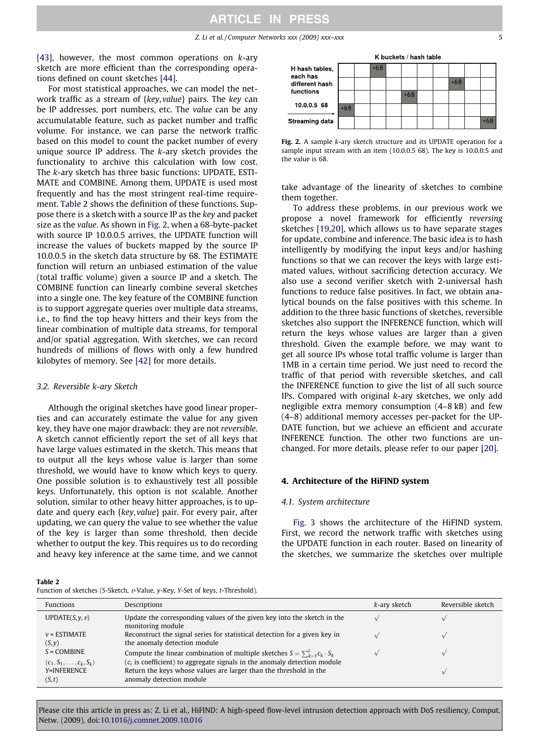[43], however, the most common operations on *k*-ary sketch are more efficient than the corresponding operations defined on count sketches [44].

For most statistical approaches, we can model the network traffic as a stream of {*key*, *value*} pairs. The *key* can be IP addresses, port numbers, etc. The *value* can be any accumulatable feature, such as packet number and traffic volume. For instance, we can parse the network traffic based on this model to count the packet number of every unique source IP address. The *k*-ary sketch provides the functionality to archive this calculation with low cost. The *k*-ary sketch has three basic functions: UPDATE, ESTIMATE and COMBINE. Among them, UPDATE is used most frequently and has the most stringent real-time requirement. Table 2 shows the definition of these functions. Suppose there is a sketch with a source IP as the *key* and packet size as the *value*. As shown in Fig. 2, when a 68-byte-packet with source IP 10.0.0.5 arrives, the UPDATE function will increase the values of buckets mapped by the source IP 10.0.0.5 in the sketch data structure by 68. The ESTIMATE function will return an unbiased estimation of the value (total traffic volume) given a source IP and a sketch. The COMBINE function can linearly combine several sketches into a single one. The key feature of the COMBINE function is to support aggregate queries over multiple data streams, i.e., to find the top heavy hitters and their keys from the linear combination of multiple data streams, for temporal and/or spatial aggregation. With sketches, we can record hundreds of millions of flows with only a few hundred kilobytes of memory. See [42] for more details.

### 3.2. Reversible k-ary Sketch

Although the original sketches have good linear properties and can accurately estimate the value for any given key, they have one major drawback: they are not *reversible*. A sketch cannot efficiently report the set of all keys that have large values estimated in the sketch. This means that to output all the keys whose value is larger than some threshold, we would have to know which keys to query. One possible solution is to exhaustively test all possible keys. Unfortunately, this option is not scalable. Another solution, similar to other heavy hitter approaches, is to update and query each {*key*, *value*} pair. For every pair, after updating, we can query the value to see whether the value of the key is larger than some threshold, then decide whether to output the key. This requires us to do recording and heavy key inference at the same time, and we cannot take advantage of the linearity of sketches to combine them together.

**Fig. 2.** A sample *k*-ary sketch structure and its UPDATE operation for a sample input stream with an item (10.0.0.5 68). The key is 10.0.0.5 and the value is 68.

To address these problems, in our previous work we propose a novel framework for efficiently *reversing* sketches [19,20], which allows us to have separate stages for update, combine and inference. The basic idea is to hash intelligently by modifying the input keys and/or hashing functions so that we can recover the keys with large estimated values, without sacrificing detection accuracy. We also use a second verifier sketch with 2-universal hash functions to reduce false positives. In fact, we obtain analytical bounds on the false positives with this scheme. In addition to the three basic functions of sketches, reversible sketches also support the INFERENCE function, which will return the keys whose values are larger than a given threshold. Given the example before, we may want to get all source IPs whose total traffic volume is larger than 1MB in a certain time period. We just need to record the traffic of that period with reversible sketches, and call the INFERENCE function to give the list of all such source IPs. Compared with original *k*-ary sketches, we only add negligible extra memory consumption (4–8 kB) and few (4–8) additional memory accesses per-packet for the UPDATE function, but we achieve an efficient and accurate INFERENCE function. The other two functions are unchanged. For more details, please refer to our paper [20].

## 4. Architecture of the HiFIND system

### 4.1. System architecture

Fig. 3 shows the architecture of the HiFIND system. First, we record the network traffic with sketches using the UPDATE function in each router. Based on linearity of the sketches, we summarize the sketches over multiple

**Table 2**
Function of sketches (*S*-Sketch, *v*-Value, *y*-Key, *Y*-Set of keys, *t*-Threshold).

| Functions | Descriptions | *k*-ary sketch | Reversible sketch |
|---|---|---|---|
| UPDATE$(S, y, v)$ | Update the corresponding values of the given key into the sketch in the monitoring module | √ | √ |
| $v$ = ESTIMATE $(S, y)$ | Reconstruct the signal series for statistical detection for a given key in the anomaly detection module | √ | √ |
| $S$ = COMBINE $(c_1, S_1, \ldots, c_k, S_k)$ | Compute the linear combination of multiple sketches $S = \sum_{k=1}^{l} c_k \cdot S_k$ ($c_i$ is coefficient) to aggregate signals in the anomaly detection module | √ | √ |
| $Y$=INFERENCE $(S, t)$ | Return the keys whose values are larger than the threshold in the anomaly detection module | | √ |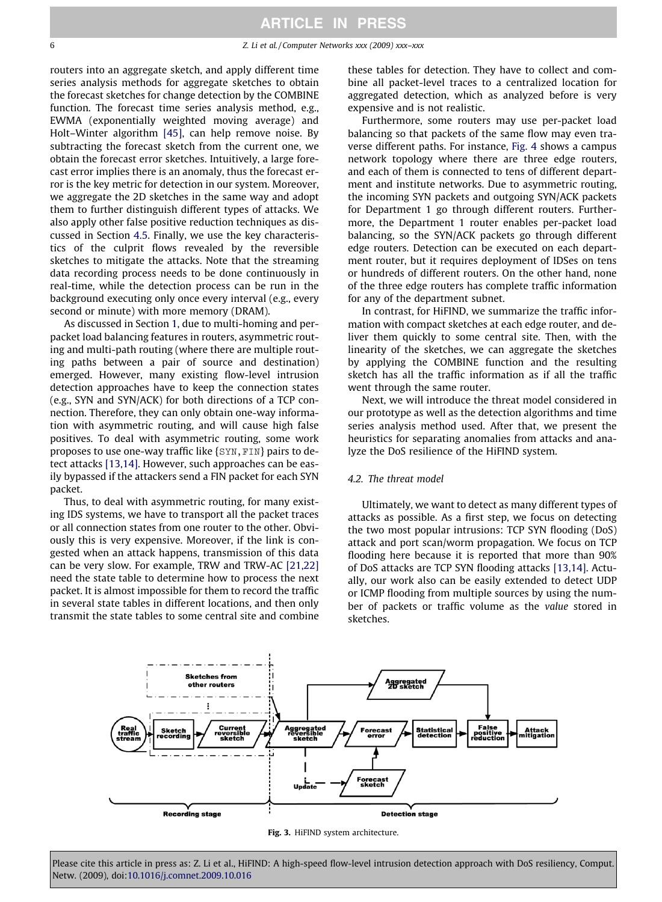routers into an aggregate sketch, and apply different time series analysis methods for aggregate sketches to obtain the forecast sketches for change detection by the COMBINE function. The forecast time series analysis method, e.g., EWMA (exponentially weighted moving average) and Holt–Winter algorithm [45], can help remove noise. By subtracting the forecast sketch from the current one, we obtain the forecast error sketches. Intuitively, a large forecast error implies there is an anomaly, thus the forecast error is the key metric for detection in our system. Moreover, we aggregate the 2D sketches in the same way and adopt them to further distinguish different types of attacks. We also apply other false positive reduction techniques as discussed in Section 4.5. Finally, we use the key characteristics of the culprit flows revealed by the reversible sketches to mitigate the attacks. Note that the streaming data recording process needs to be done continuously in real-time, while the detection process can be run in the background executing only once every interval (e.g., every second or minute) with more memory (DRAM).

As discussed in Section 1, due to multi-homing and per-packet load balancing features in routers, asymmetric routing and multi-path routing (where there are multiple routing paths between a pair of source and destination) emerged. However, many existing flow-level intrusion detection approaches have to keep the connection states (e.g., SYN and SYN/ACK) for both directions of a TCP connection. Therefore, they can only obtain one-way information with asymmetric routing, and will cause high false positives. To deal with asymmetric routing, some work proposes to use one-way traffic like {SYN, FIN} pairs to detect attacks [13,14]. However, such approaches can be easily bypassed if the attackers send a FIN packet for each SYN packet.

Thus, to deal with asymmetric routing, for many existing IDS systems, we have to transport all the packet traces or all connection states from one router to the other. Obviously this is very expensive. Moreover, if the link is congested when an attack happens, transmission of this data can be very slow. For example, TRW and TRW-AC [21,22] need the state table to determine how to process the next packet. It is almost impossible for them to record the traffic in several state tables in different locations, and then only transmit the state tables to some central site and combine these tables for detection. They have to collect and combine all packet-level traces to a centralized location for aggregated detection, which as analyzed before is very expensive and is not realistic.

Furthermore, some routers may use per-packet load balancing so that packets of the same flow may even traverse different paths. For instance, Fig. 4 shows a campus network topology where there are three edge routers, and each of them is connected to tens of different department and institute networks. Due to asymmetric routing, the incoming SYN packets and outgoing SYN/ACK packets for Department 1 go through different routers. Furthermore, the Department 1 router enables per-packet load balancing, so the SYN/ACK packets go through different edge routers. Detection can be executed on each department router, but it requires deployment of IDSes on tens or hundreds of different routers. On the other hand, none of the three edge routers has complete traffic information for any of the department subnet.

In contrast, for HiFIND, we summarize the traffic information with compact sketches at each edge router, and deliver them quickly to some central site. Then, with the linearity of the sketches, we can aggregate the sketches by applying the COMBINE function and the resulting sketch has all the traffic information as if all the traffic went through the same router.

Next, we will introduce the threat model considered in our prototype as well as the detection algorithms and time series analysis method used. After that, we present the heuristics for separating anomalies from attacks and analyze the DoS resilience of the HiFIND system.

### 4.2. The threat model

Ultimately, we want to detect as many different types of attacks as possible. As a first step, we focus on detecting the two most popular intrusions: TCP SYN flooding (DoS) attack and port scan/worm propagation. We focus on TCP flooding here because it is reported that more than 90% of DoS attacks are TCP SYN flooding attacks [13,14]. Actually, our work also can be easily extended to detect UDP or ICMP flooding from multiple sources by using the number of packets or traffic volume as the *value* stored in sketches.

Fig. 3. HiFIND system architecture.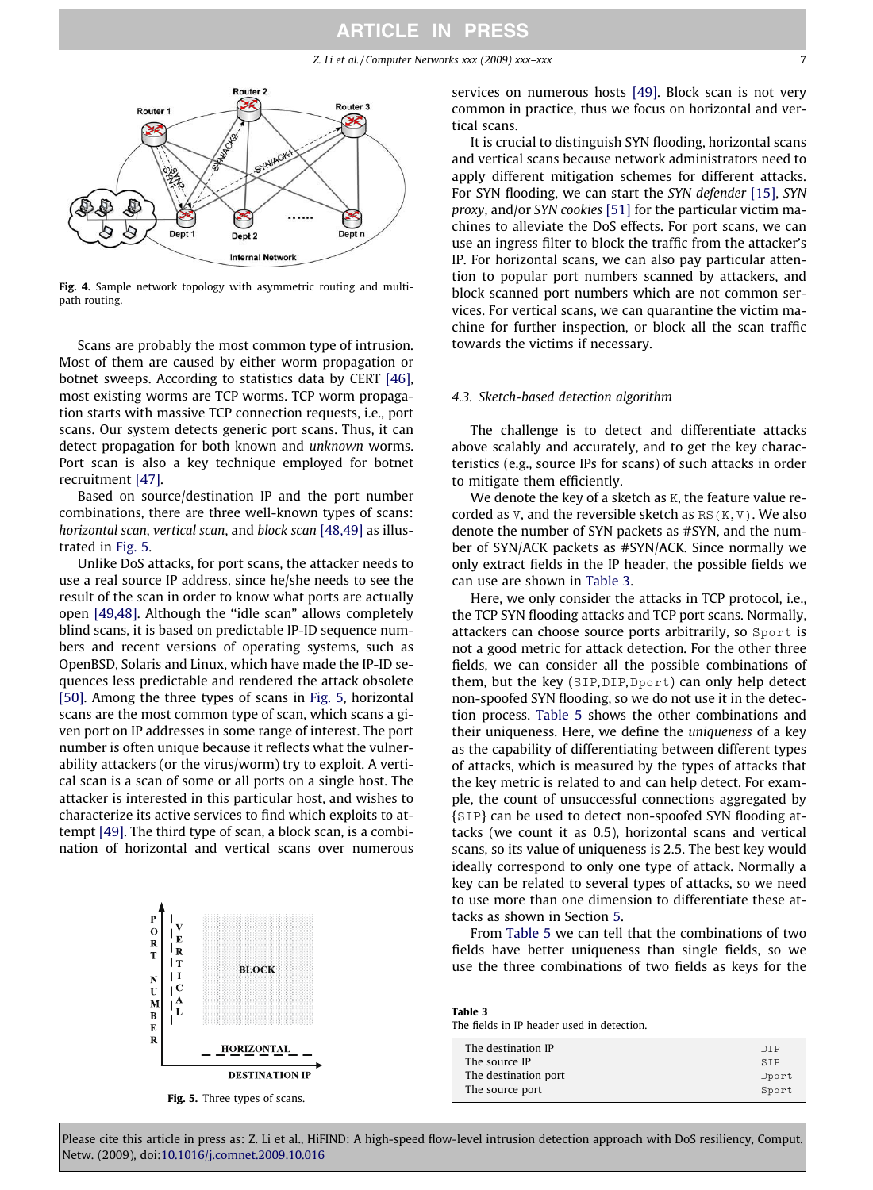Fig. 4. Sample network topology with asymmetric routing and multi-path routing.

Scans are probably the most common type of intrusion. Most of them are caused by either worm propagation or botnet sweeps. According to statistics data by CERT [46], most existing worms are TCP worms. TCP worm propagation starts with massive TCP connection requests, i.e., port scans. Our system detects generic port scans. Thus, it can detect propagation for both known and *unknown* worms. Port scan is also a key technique employed for botnet recruitment [47].

Based on source/destination IP and the port number combinations, there are three well-known types of scans: *horizontal scan*, *vertical scan*, and *block scan* [48,49] as illustrated in Fig. 5.

Unlike DoS attacks, for port scans, the attacker needs to use a real source IP address, since he/she needs to see the result of the scan in order to know what ports are actually open [49,48]. Although the "idle scan" allows completely blind scans, it is based on predictable IP-ID sequence numbers and recent versions of operating systems, such as OpenBSD, Solaris and Linux, which have made the IP-ID sequences less predictable and rendered the attack obsolete [50]. Among the three types of scans in Fig. 5, horizontal scans are the most common type of scan, which scans a given port on IP addresses in some range of interest. The port number is often unique because it reflects what the vulnerability attackers (or the virus/worm) try to exploit. A vertical scan is a scan of some or all ports on a single host. The attacker is interested in this particular host, and wishes to characterize its active services to find which exploits to attempt [49]. The third type of scan, a block scan, is a combination of horizontal and vertical scans over numerous services on numerous hosts [49]. Block scan is not very common in practice, thus we focus on horizontal and vertical scans.

Fig. 5. Three types of scans.

It is crucial to distinguish SYN flooding, horizontal scans and vertical scans because network administrators need to apply different mitigation schemes for different attacks. For SYN flooding, we can start the *SYN defender* [15], *SYN proxy*, and/or *SYN cookies* [51] for the particular victim machines to alleviate the DoS effects. For port scans, we can use an ingress filter to block the traffic from the attacker's IP. For horizontal scans, we can also pay particular attention to popular port numbers scanned by attackers, and block scanned port numbers which are not common services. For vertical scans, we can quarantine the victim machine for further inspection, or block all the scan traffic towards the victims if necessary.

### 4.3. Sketch-based detection algorithm

The challenge is to detect and differentiate attacks above scalably and accurately, and to get the key characteristics (e.g., source IPs for scans) of such attacks in order to mitigate them efficiently.

We denote the key of a sketch as K, the feature value recorded as V, and the reversible sketch as RS(K, V). We also denote the number of SYN packets as #SYN, and the number of SYN/ACK packets as #SYN/ACK. Since normally we only extract fields in the IP header, the possible fields we can use are shown in Table 3.

Here, we only consider the attacks in TCP protocol, i.e., the TCP SYN flooding attacks and TCP port scans. Normally, attackers can choose source ports arbitrarily, so Sport is not a good metric for attack detection. For the other three fields, we can consider all the possible combinations of them, but the key (SIP,DIP,Dport) can only help detect non-spoofed SYN flooding, so we do not use it in the detection process. Table 5 shows the other combinations and their uniqueness. Here, we define the *uniqueness* of a key as the capability of differentiating between different types of attacks, which is measured by the types of attacks that the key metric is related to and can help detect. For example, the count of unsuccessful connections aggregated by {SIP} can be used to detect non-spoofed SYN flooding attacks (we count it as 0.5), horizontal scans and vertical scans, so its value of uniqueness is 2.5. The best key would ideally correspond to only one type of attack. Normally a key can be related to several types of attacks, so we need to use more than one dimension to differentiate these attacks as shown in Section 5.

From Table 5 we can tell that the combinations of two fields have better uniqueness than single fields, so we use the three combinations of two fields as keys for the

**Table 3**
The fields in IP header used in detection.

| | |
|---|---|
| The destination IP | DIP |
| The source IP | SIP |
| The destination port | Dport |
| The source port | Sport |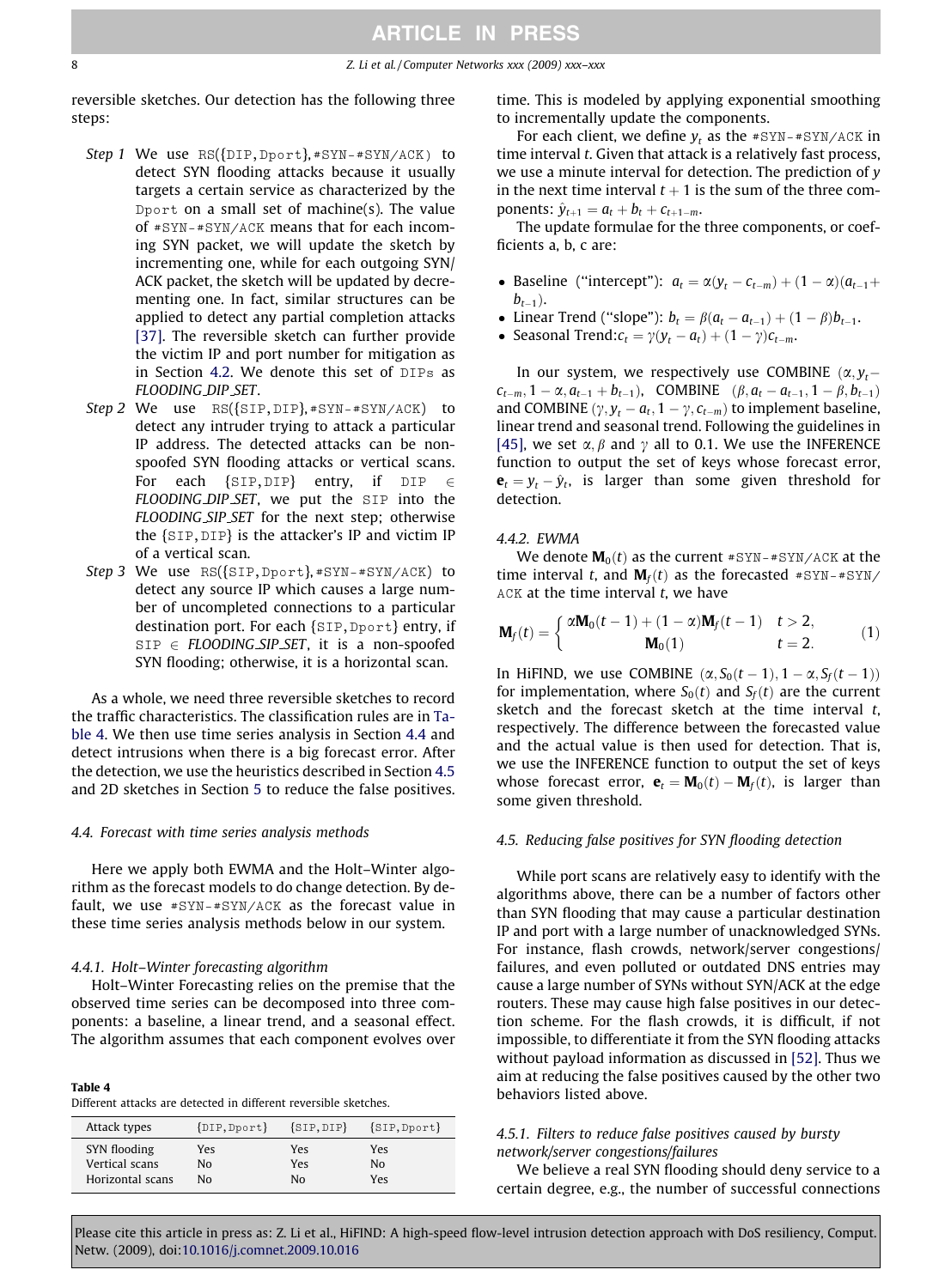reversible sketches. Our detection has the following three steps:

- *Step 1* We use RS({DIP, Dport}, #SYN-#SYN/ACK) to detect SYN flooding attacks because it usually targets a certain service as characterized by the Dport on a small set of machine(s). The value of #SYN-#SYN/ACK means that for each incoming SYN packet, we will update the sketch by incrementing one, while for each outgoing SYN/ACK packet, the sketch will be updated by decrementing one. In fact, similar structures can be applied to detect any partial completion attacks [37]. The reversible sketch can further provide the victim IP and port number for mitigation as in Section 4.2. We denote this set of DIPs as *FLOODING_DIP_SET*.
- *Step 2* We use RS({SIP, DIP}, #SYN-#SYN/ACK) to detect any intruder trying to attack a particular IP address. The detected attacks can be non-spoofed SYN flooding attacks or vertical scans. For each {SIP, DIP} entry, if DIP $\in$ *FLOODING_DIP_SET*, we put the SIP into the *FLOODING_SIP_SET* for the next step; otherwise the {SIP, DIP} is the attacker's IP and victim IP of a vertical scan.
- *Step 3* We use RS({SIP, Dport}, #SYN-#SYN/ACK) to detect any source IP which causes a large number of uncompleted connections to a particular destination port. For each {SIP, Dport} entry, if SIP $\in$ *FLOODING_SIP_SET*, it is a non-spoofed SYN flooding; otherwise, it is a horizontal scan.

As a whole, we need three reversible sketches to record the traffic characteristics. The classification rules are in Table 4. We then use time series analysis in Section 4.4 and detect intrusions when there is a big forecast error. After the detection, we use the heuristics described in Section 4.5 and 2D sketches in Section 5 to reduce the false positives.

Table 4
Different attacks are detected in different reversible sketches.

| Attack types | {DIP, Dport} | {SIP, DIP} | {SIP, Dport} |
|---|---|---|---|
| SYN flooding | Yes | Yes | Yes |
| Vertical scans | No | Yes | No |
| Horizontal scans | No | No | Yes |

### 4.4. Forecast with time series analysis methods

Here we apply both EWMA and the Holt–Winter algorithm as the forecast models to do change detection. By default, we use #SYN-#SYN/ACK as the forecast value in these time series analysis methods below in our system.

#### 4.4.1. Holt–Winter forecasting algorithm

Holt–Winter Forecasting relies on the premise that the observed time series can be decomposed into three components: a baseline, a linear trend, and a seasonal effect. The algorithm assumes that each component evolves over time. This is modeled by applying exponential smoothing to incrementally update the components.

For each client, we define $y_t$ as the #SYN-#SYN/ACK in time interval $t$. Given that attack is a relatively fast process, we use a minute interval for detection. The prediction of $y$ in the next time interval $t+1$ is the sum of the three components: $\hat{y}_{t+1} = a_t + b_t + c_{t+1-m}$.

The update formulae for the three components, or coefficients a, b, c are:

- Baseline ("intercept"): $a_t = \alpha(y_t - c_{t-m}) + (1-\alpha)(a_{t-1} + b_{t-1})$.
- Linear Trend ("slope"): $b_t = \beta(a_t - a_{t-1}) + (1-\beta)b_{t-1}$.
- Seasonal Trend: $c_t = \gamma(y_t - a_t) + (1-\gamma)c_{t-m}$.

In our system, we respectively use COMBINE $(\alpha, y_t - c_{t-m}, 1-\alpha, a_{t-1} + b_{t-1})$, COMBINE $(\beta, a_t - a_{t-1}, 1-\beta, b_{t-1})$ and COMBINE $(\gamma, y_t - a_t, 1-\gamma, c_{t-m})$ to implement baseline, linear trend and seasonal trend. Following the guidelines in [45], we set $\alpha, \beta$ and $\gamma$ all to 0.1. We use the INFERENCE function to output the set of keys whose forecast error, $\mathbf{e}_t = y_t - \hat{y}_t$, is larger than some given threshold for detection.

#### 4.4.2. EWMA

We denote $\mathbf{M}_0(t)$ as the current #SYN-#SYN/ACK at the time interval $t$, and $\mathbf{M}_f(t)$ as the forecasted #SYN-#SYN/ACK at the time interval $t$, we have

$$\mathbf{M}_f(t) = \begin{cases} \alpha\mathbf{M}_0(t-1) + (1-\alpha)\mathbf{M}_f(t-1) & t > 2, \\ \mathbf{M}_0(1) & t = 2. \end{cases} \tag{1}$$

In HiFIND, we use COMBINE $(\alpha, S_0(t-1), 1-\alpha, S_f(t-1))$ for implementation, where $S_0(t)$ and $S_f(t)$ are the current sketch and the forecast sketch at the time interval $t$, respectively. The difference between the forecasted value and the actual value is then used for detection. That is, we use the INFERENCE function to output the set of keys whose forecast error, $\mathbf{e}_t = \mathbf{M}_0(t) - \mathbf{M}_f(t)$, is larger than some given threshold.

### 4.5. Reducing false positives for SYN flooding detection

While port scans are relatively easy to identify with the algorithms above, there can be a number of factors other than SYN flooding that may cause a particular destination IP and port with a large number of unacknowledged SYNs. For instance, flash crowds, network/server congestions/failures, and even polluted or outdated DNS entries may cause a large number of SYNs without SYN/ACK at the edge routers. These may cause high false positives in our detection scheme. For the flash crowds, it is difficult, if not impossible, to differentiate it from the SYN flooding attacks without payload information as discussed in [52]. Thus we aim at reducing the false positives caused by the other two behaviors listed above.

#### 4.5.1. Filters to reduce false positives caused by bursty network/server congestions/failures

We believe a real SYN flooding should deny service to a certain degree, e.g., the number of successful connections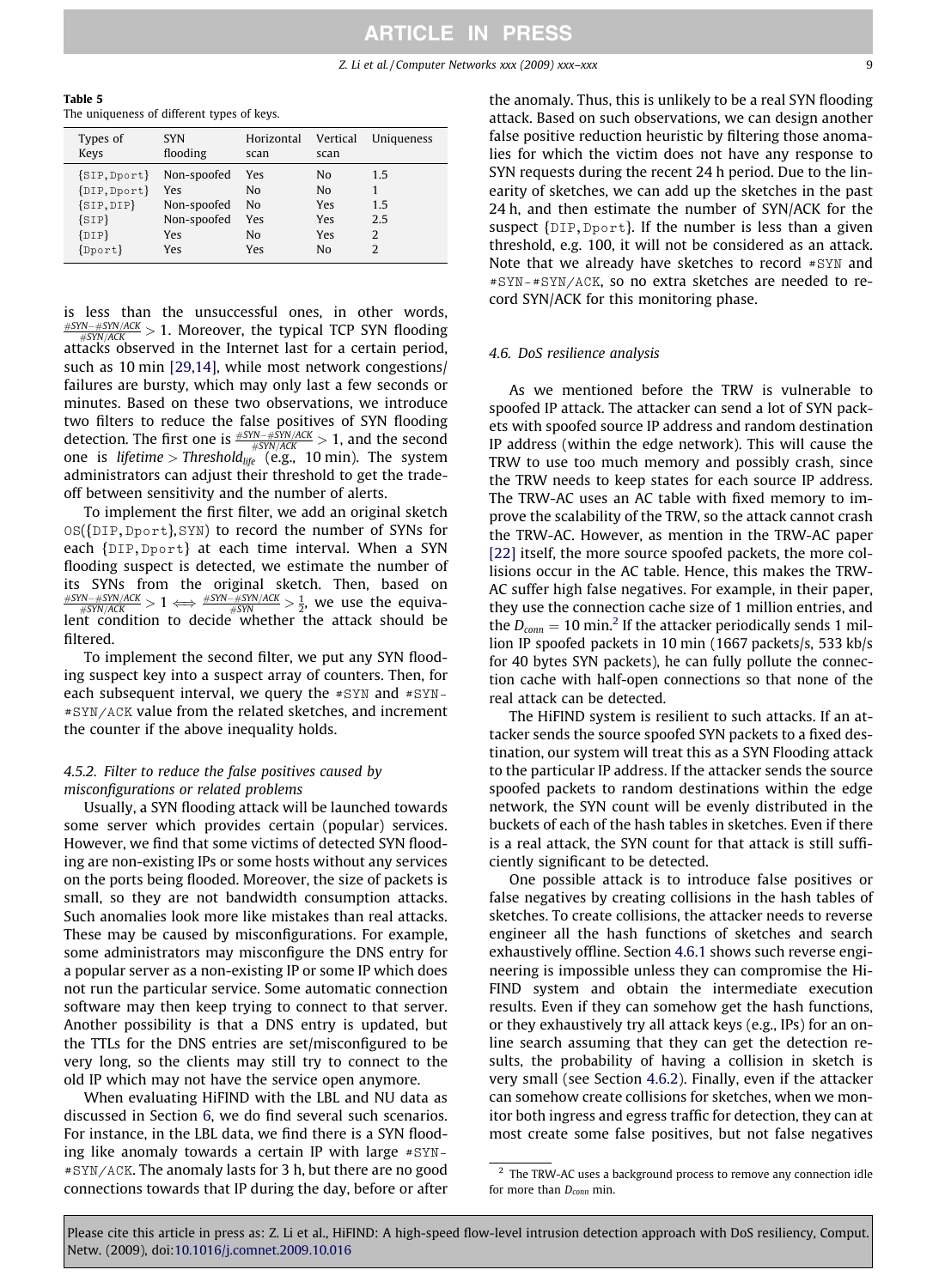Table 5
The uniqueness of different types of keys.

| Types of Keys | SYN flooding | Horizontal scan | Vertical scan | Uniqueness |
|---|---|---|---|---|
| {SIP,Dport} | Non-spoofed | Yes | No | 1.5 |
| {DIP,Dport} | Yes | No | No | 1 |
| {SIP,DIP} | Non-spoofed | No | Yes | 1.5 |
| {SIP} | Non-spoofed | Yes | Yes | 2.5 |
| {DIP} | Yes | No | Yes | 2 |
| {Dport} | Yes | Yes | No | 2 |

is less than the unsuccessful ones, in other words, $\frac{\#SYN-\#SYN/ACK}{\#SYN/ACK} > 1$. Moreover, the typical TCP SYN flooding attacks observed in the Internet last for a certain period, such as 10 min [29,14], while most network congestions/failures are bursty, which may only last a few seconds or minutes. Based on these two observations, we introduce two filters to reduce the false positives of SYN flooding detection. The first one is $\frac{\#SYN-\#SYN/ACK}{\#SYN/ACK} > 1$, and the second one is $lifetime > Threshold_{life}$ (e.g., 10 min). The system administrators can adjust their threshold to get the trade-off between sensitivity and the number of alerts.

To implement the first filter, we add an original sketch OS({DIP,Dport},SYN) to record the number of SYNs for each {DIP,Dport} at each time interval. When a SYN flooding suspect is detected, we estimate the number of its SYNs from the original sketch. Then, based on $\frac{\#SYN-\#SYN/ACK}{\#SYN/ACK} > 1 \iff \frac{\#SYN-\#SYN/ACK}{\#SYN} > \frac{1}{2}$, we use the equivalent condition to decide whether the attack should be filtered.

To implement the second filter, we put any SYN flooding suspect key into a suspect array of counters. Then, for each subsequent interval, we query the #SYN and #SYN-#SYN/ACK value from the related sketches, and increment the counter if the above inequality holds.

#### 4.5.2. Filter to reduce the false positives caused by misconfigurations or related problems

Usually, a SYN flooding attack will be launched towards some server which provides certain (popular) services. However, we find that some victims of detected SYN flooding are non-existing IPs or some hosts without any services on the ports being flooded. Moreover, the size of packets is small, so they are not bandwidth consumption attacks. Such anomalies look more like mistakes than real attacks. These may be caused by misconfigurations. For example, some administrators may misconfigure the DNS entry for a popular server as a non-existing IP or some IP which does not run the particular service. Some automatic connection software may then keep trying to connect to that server. Another possibility is that a DNS entry is updated, but the TTLs for the DNS entries are set/misconfigured to be very long, so the clients may still try to connect to the old IP which may not have the service open anymore.

When evaluating HiFIND with the LBL and NU data as discussed in Section 6, we do find several such scenarios. For instance, in the LBL data, we find there is a SYN flooding like anomaly towards a certain IP with large #SYN-#SYN/ACK. The anomaly lasts for 3 h, but there are no good connections towards that IP during the day, before or after the anomaly. Thus, this is unlikely to be a real SYN flooding attack. Based on such observations, we can design another false positive reduction heuristic by filtering those anomalies for which the victim does not have any response to SYN requests during the recent 24 h period. Due to the linearity of sketches, we can add up the sketches in the past 24 h, and then estimate the number of SYN/ACK for the suspect {DIP,Dport}. If the number is less than a given threshold, e.g. 100, it will not be considered as an attack. Note that we already have sketches to record #SYN and #SYN-#SYN/ACK, so no extra sketches are needed to record SYN/ACK for this monitoring phase.

### 4.6. DoS resilience analysis

As we mentioned before the TRW is vulnerable to spoofed IP attack. The attacker can send a lot of SYN packets with spoofed source IP address and random destination IP address (within the edge network). This will cause the TRW to use too much memory and possibly crash, since the TRW needs to keep states for each source IP address. The TRW-AC uses an AC table with fixed memory to improve the scalability of the TRW, so the attack cannot crash the TRW-AC. However, as mention in the TRW-AC paper [22] itself, the more source spoofed packets, the more collisions occur in the AC table. Hence, this makes the TRW-AC suffer high false negatives. For example, in their paper, they use the connection cache size of 1 million entries, and the $D_{conn} = 10$ min.[2] If the attacker periodically sends 1 million IP spoofed packets in 10 min (1667 packets/s, 533 kb/s for 40 bytes SYN packets), he can fully pollute the connection cache with half-open connections so that none of the real attack can be detected.

The HiFIND system is resilient to such attacks. If an attacker sends the source spoofed SYN packets to a fixed destination, our system will treat this as a SYN Flooding attack to the particular IP address. If the attacker sends the source spoofed packets to random destinations within the edge network, the SYN count will be evenly distributed in the buckets of each of the hash tables in sketches. Even if there is a real attack, the SYN count for that attack is still sufficiently significant to be detected.

One possible attack is to introduce false positives or false negatives by creating collisions in the hash tables of sketches. To create collisions, the attacker needs to reverse engineer all the hash functions of sketches and search exhaustively offline. Section 4.6.1 shows such reverse engineering is impossible unless they can compromise the HiFIND system and obtain the intermediate execution results. Even if they can somehow get the hash functions, or they exhaustively try all attack keys (e.g., IPs) for an online search assuming that they can get the detection results, the probability of having a collision in sketch is very small (see Section 4.6.2). Finally, even if the attacker can somehow create collisions for sketches, when we monitor both ingress and egress traffic for detection, they can at most create some false positives, but not false negatives

[2] The TRW-AC uses a background process to remove any connection idle for more than $D_{conn}$ min.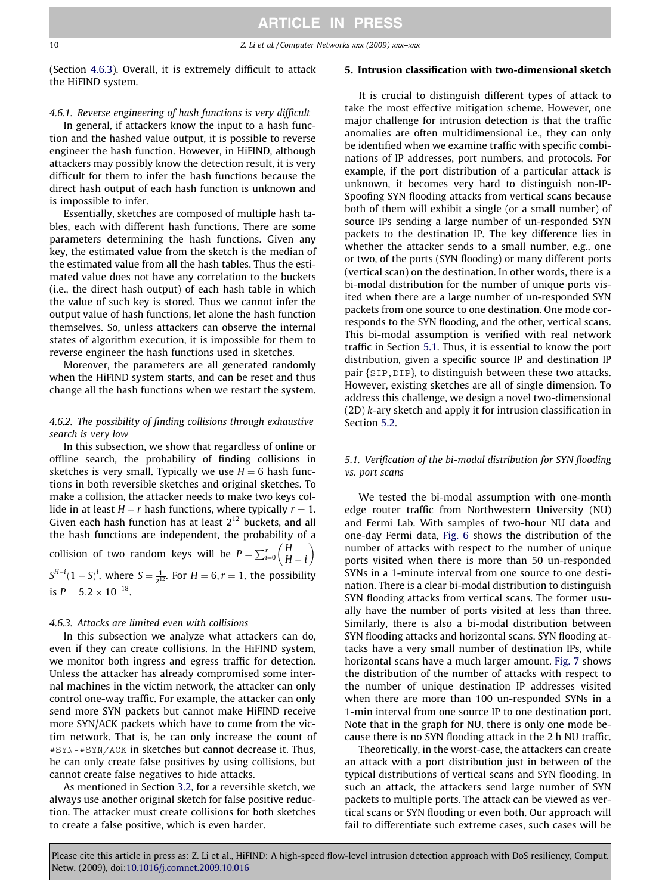(Section 4.6.3). Overall, it is extremely difficult to attack the HiFIND system.

#### 4.6.1. Reverse engineering of hash functions is very difficult

In general, if attackers know the input to a hash function and the hashed value output, it is possible to reverse engineer the hash function. However, in HiFIND, although attackers may possibly know the detection result, it is very difficult for them to infer the hash functions because the direct hash output of each hash function is unknown and is impossible to infer.

Essentially, sketches are composed of multiple hash tables, each with different hash functions. There are some parameters determining the hash functions. Given any key, the estimated value from the sketch is the median of the estimated value from all the hash tables. Thus the estimated value does not have any correlation to the buckets (i.e., the direct hash output) of each hash table in which the value of such key is stored. Thus we cannot infer the output value of hash functions, let alone the hash function themselves. So, unless attackers can observe the internal states of algorithm execution, it is impossible for them to reverse engineer the hash functions used in sketches.

Moreover, the parameters are all generated randomly when the HiFIND system starts, and can be reset and thus change all the hash functions when we restart the system.

#### 4.6.2. The possibility of finding collisions through exhaustive search is very low

In this subsection, we show that regardless of online or offline search, the probability of finding collisions in sketches is very small. Typically we use $H = 6$ hash functions in both reversible sketches and original sketches. To make a collision, the attacker needs to make two keys collide in at least $H - r$ hash functions, where typically $r = 1$. Given each hash function has at least $2^{12}$ buckets, and all the hash functions are independent, the probability of a collision of two random keys will be $P = \sum_{i=0}^{r} \binom{H}{H-i} S^{H-i}(1-S)^i$, where $S = \frac{1}{2^{12}}$. For $H = 6, r = 1$, the possibility is $P = 5.2 \times 10^{-18}$.

#### 4.6.3. Attacks are limited even with collisions

In this subsection we analyze what attackers can do, even if they can create collisions. In the HiFIND system, we monitor both ingress and egress traffic for detection. Unless the attacker has already compromised some internal machines in the victim network, the attacker can only control one-way traffic. For example, the attacker can only send more SYN packets but cannot make HiFIND receive more SYN/ACK packets which have to come from the victim network. That is, he can only increase the count of #SYN-#SYN/ACK in sketches but cannot decrease it. Thus, he can only create false positives by using collisions, but cannot create false negatives to hide attacks.

As mentioned in Section 3.2, for a reversible sketch, we always use another original sketch for false positive reduction. The attacker must create collisions for both sketches to create a false positive, which is even harder.

## 5. Intrusion classification with two-dimensional sketch

It is crucial to distinguish different types of attack to take the most effective mitigation scheme. However, one major challenge for intrusion detection is that the traffic anomalies are often multidimensional i.e., they can only be identified when we examine traffic with specific combinations of IP addresses, port numbers, and protocols. For example, if the port distribution of a particular attack is unknown, it becomes very hard to distinguish non-IP-Spoofing SYN flooding attacks from vertical scans because both of them will exhibit a single (or a small number) of source IPs sending a large number of un-responded SYN packets to the destination IP. The key difference lies in whether the attacker sends to a small number, e.g., one or two, of the ports (SYN flooding) or many different ports (vertical scan) on the destination. In other words, there is a bi-modal distribution for the number of unique ports visited when there are a large number of un-responded SYN packets from one source to one destination. One mode corresponds to the SYN flooding, and the other, vertical scans. This bi-modal assumption is verified with real network traffic in Section 5.1. Thus, it is essential to know the port distribution, given a specific source IP and destination IP pair {SIP, DIP}, to distinguish between these two attacks. However, existing sketches are all of single dimension. To address this challenge, we design a novel two-dimensional (2D) *k*-ary sketch and apply it for intrusion classification in Section 5.2.

### 5.1. Verification of the bi-modal distribution for SYN flooding vs. port scans

We tested the bi-modal assumption with one-month edge router traffic from Northwestern University (NU) and Fermi Lab. With samples of two-hour NU data and one-day Fermi data, Fig. 6 shows the distribution of the number of attacks with respect to the number of unique ports visited when there is more than 50 un-responded SYNs in a 1-minute interval from one source to one destination. There is a clear bi-modal distribution to distinguish SYN flooding attacks from vertical scans. The former usually have the number of ports visited at less than three. Similarly, there is also a bi-modal distribution between SYN flooding attacks and horizontal scans. SYN flooding attacks have a very small number of destination IPs, while horizontal scans have a much larger amount. Fig. 7 shows the distribution of the number of attacks with respect to the number of unique destination IP addresses visited when there are more than 100 un-responded SYNs in a 1-min interval from one source IP to one destination port. Note that in the graph for NU, there is only one mode because there is no SYN flooding attack in the 2 h NU traffic.

Theoretically, in the worst-case, the attackers can create an attack with a port distribution just in between of the typical distributions of vertical scans and SYN flooding. In such an attack, the attackers send large number of SYN packets to multiple ports. The attack can be viewed as vertical scans or SYN flooding or even both. Our approach will fail to differentiate such extreme cases, such cases will be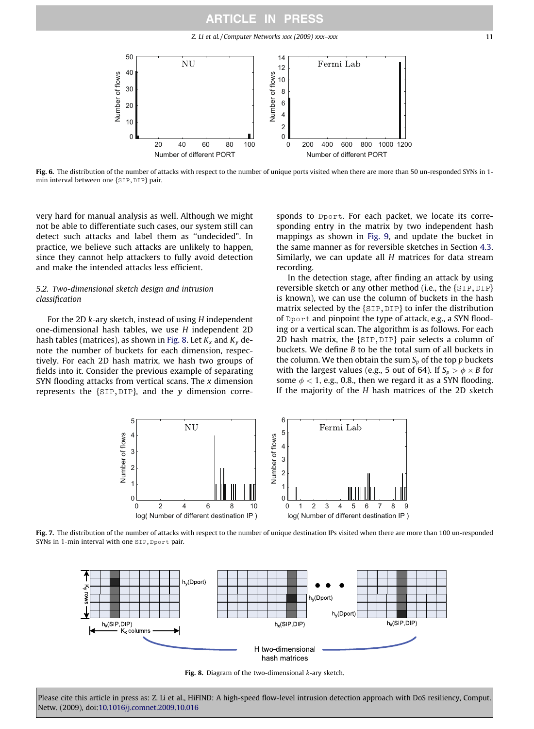Fig. 6. The distribution of the number of attacks with respect to the number of unique ports visited when there are more than 50 un-responded SYNs in 1-min interval between one {SIP, DIP} pair.

very hard for manual analysis as well. Although we might not be able to differentiate such cases, our system still can detect such attacks and label them as "undecided". In practice, we believe such attacks are unlikely to happen, since they cannot help attackers to fully avoid detection and make the intended attacks less efficient.

### 5.2. Two-dimensional sketch design and intrusion classification

For the 2D $k$-ary sketch, instead of using $H$ independent one-dimensional hash tables, we use $H$ independent 2D hash tables (matrices), as shown in Fig. 8. Let $K_x$ and $K_y$ denote the number of buckets for each dimension, respectively. For each 2D hash matrix, we hash two groups of fields into it. Consider the previous example of separating SYN flooding attacks from vertical scans. The $x$ dimension represents the {SIP, DIP}, and the $y$ dimension corresponds to Dport. For each packet, we locate its corresponding entry in the matrix by two independent hash mappings as shown in Fig. 9, and update the bucket in the same manner as for reversible sketches in Section 4.3. Similarly, we can update all $H$ matrices for data stream recording.

In the detection stage, after finding an attack by using reversible sketch or any other method (i.e., the {SIP, DIP} is known), we can use the column of buckets in the hash matrix selected by the {SIP, DIP} to infer the distribution of Dport and pinpoint the type of attack, e.g., a SYN flooding or a vertical scan. The algorithm is as follows. For each 2D hash matrix, the {SIP, DIP} pair selects a column of buckets. We define $B$ to be the total sum of all buckets in the column. We then obtain the sum $S_p$ of the top $p$ buckets with the largest values (e.g., 5 out of 64). If $S_p > \phi \times B$ for some $\phi < 1$, e.g., 0.8., then we regard it as a SYN flooding. If the majority of the $H$ hash matrices of the 2D sketch

Fig. 7. The distribution of the number of attacks with respect to the number of unique destination IPs visited when there are more than 100 un-responded SYNs in 1-min interval with one SIP, Dport pair.

Fig. 8. Diagram of the two-dimensional $k$-ary sketch.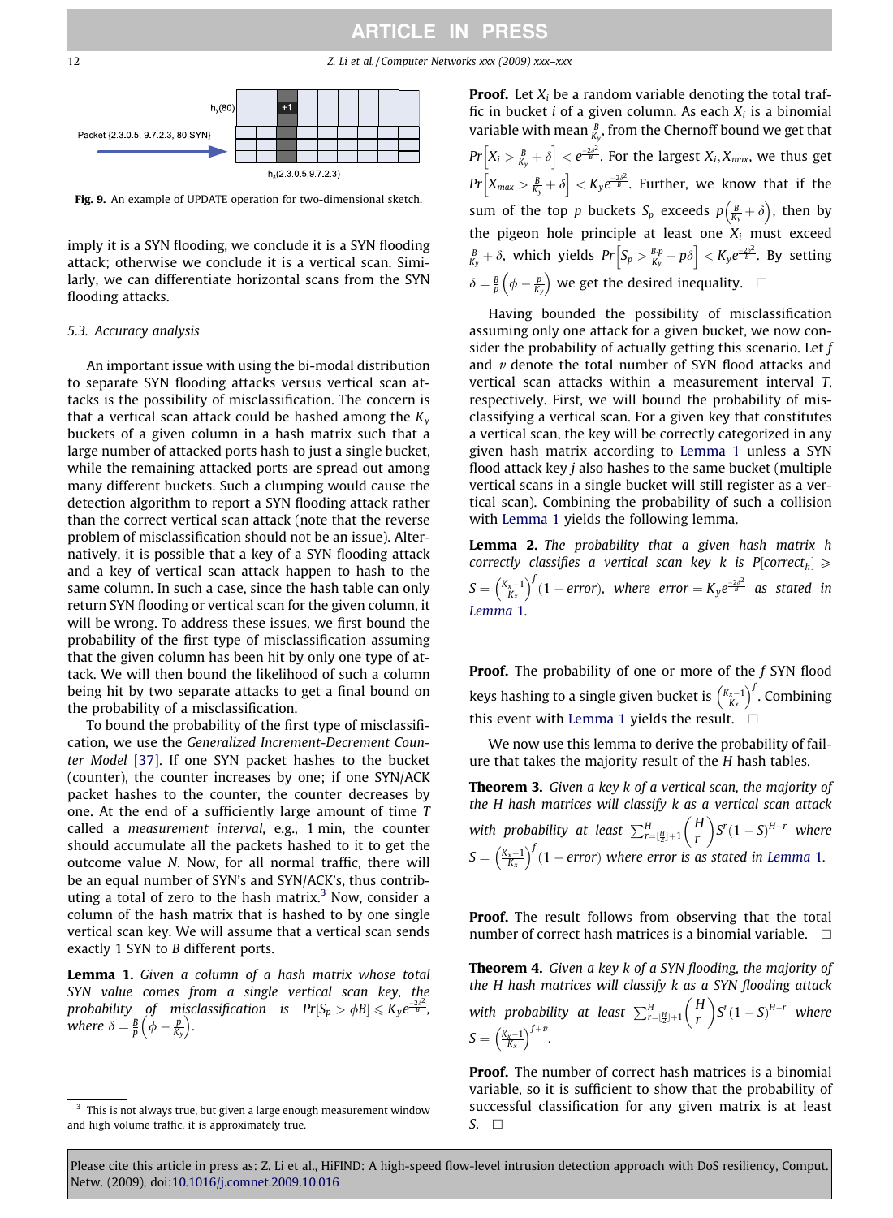h_y(80)

+1

Packet {2.3.0.5, 9.7.2.3, 80,SYN}

h_x(2.3.0.5,9.7.2.3)

**Fig. 9.** An example of UPDATE operation for two-dimensional sketch.

imply it is a SYN flooding, we conclude it is a SYN flooding attack; otherwise we conclude it is a vertical scan. Similarly, we can differentiate horizontal scans from the SYN flooding attacks.

### 5.3. Accuracy analysis

An important issue with using the bi-modal distribution to separate SYN flooding attacks versus vertical scan attacks is the possibility of misclassification. The concern is that a vertical scan attack could be hashed among the $K_y$ buckets of a given column in a hash matrix such that a large number of attacked ports hash to just a single bucket, while the remaining attacked ports are spread out among many different buckets. Such a clumping would cause the detection algorithm to report a SYN flooding attack rather than the correct vertical scan attack (note that the reverse problem of misclassification should not be an issue). Alternatively, it is possible that a key of a SYN flooding attack and a key of vertical scan attack happen to hash to the same column. In such a case, since the hash table can only return SYN flooding or vertical scan for the given column, it will be wrong. To address these issues, we first bound the probability of the first type of misclassification assuming that the given column has been hit by only one type of attack. We will then bound the likelihood of such a column being hit by two separate attacks to get a final bound on the probability of a misclassification.

To bound the probability of the first type of misclassification, we use the *Generalized Increment-Decrement Counter Model* [37]. If one SYN packet hashes to the bucket (counter), the counter increases by one; if one SYN/ACK packet hashes to the counter, the counter decreases by one. At the end of a sufficiently large amount of time $T$ called a *measurement interval*, e.g., 1 min, the counter should accumulate all the packets hashed to it to get the outcome value $N$. Now, for all normal traffic, there will be an equal number of SYN's and SYN/ACK's, thus contributing a total of zero to the hash matrix.[3] Now, consider a column of the hash matrix that is hashed to by one single vertical scan key. We will assume that a vertical scan sends exactly 1 SYN to $B$ different ports.

**Lemma 1.** *Given a column of a hash matrix whose total SYN value comes from a single vertical scan key, the probability of misclassification is* $Pr[S_p > \phi B] \leqslant K_y e^{\frac{-2\delta^2}{B}}$, *where* $\delta = \frac{B}{p}\left(\phi - \frac{p}{K_y}\right)$.

**Proof.** Let $X_i$ be a random variable denoting the total traffic in bucket $i$ of a given column. As each $X_i$ is a binomial variable with mean $\frac{B}{K_y}$, from the Chernoff bound we get that $Pr\left[X_i > \frac{B}{K_y} + \delta\right] < e^{\frac{-2\delta^2}{B}}$. For the largest $X_i, X_{max}$, we thus get $Pr\left[X_{max} > \frac{B}{K_y} + \delta\right] < K_y e^{\frac{-2\delta^2}{B}}$. Further, we know that if the sum of the top $p$ buckets $S_p$ exceeds $p\left(\frac{B}{K_y} + \delta\right)$, then by the pigeon hole principle at least one $X_i$ must exceed $\frac{B}{K_y} + \delta$, which yields $Pr\left[S_p > \frac{B \cdot p}{K_y} + p\delta\right] < K_y e^{\frac{-2\delta^2}{B}}$. By setting $\delta = \frac{B}{p}\left(\phi - \frac{p}{K_y}\right)$ we get the desired inequality. $\square$

Having bounded the possibility of misclassification assuming only one attack for a given bucket, we now consider the probability of actually getting this scenario. Let $f$ and $v$ denote the total number of SYN flood attacks and vertical scan attacks within a measurement interval $T$, respectively. First, we will bound the probability of misclassifying a vertical scan. For a given key that constitutes a vertical scan, the key will be correctly categorized in any given hash matrix according to Lemma 1 unless a SYN flood attack key $j$ also hashes to the same bucket (multiple vertical scans in a single bucket will still register as a vertical scan). Combining the probability of such a collision with Lemma 1 yields the following lemma.

**Lemma 2.** *The probability that a given hash matrix $h$ correctly classifies a vertical scan key $k$ is* $P[correct_h] \geqslant S = \left(\frac{K_x - 1}{K_x}\right)^f (1 - error)$, *where* $error = K_y e^{\frac{-2\delta^2}{B}}$ *as stated in Lemma 1.*

**Proof.** The probability of one or more of the $f$ SYN flood keys hashing to a single given bucket is $\left(\frac{K_x - 1}{K_x}\right)^f$. Combining this event with Lemma 1 yields the result. $\square$

We now use this lemma to derive the probability of failure that takes the majority result of the $H$ hash tables.

**Theorem 3.** *Given a key $k$ of a vertical scan, the majority of the $H$ hash matrices will classify $k$ as a vertical scan attack with probability at least* $\sum_{r=\lfloor \frac{H}{2} \rfloor + 1}^{H} \binom{H}{r} S^r (1 - S)^{H-r}$ *where* $S = \left(\frac{K_x - 1}{K_x}\right)^f (1 - error)$ *where error is as stated in Lemma 1.*

**Proof.** The result follows from observing that the total number of correct hash matrices is a binomial variable. $\square$

**Theorem 4.** *Given a key $k$ of a SYN flooding, the majority of the $H$ hash matrices will classify $k$ as a SYN flooding attack with probability at least* $\sum_{r=\lfloor \frac{H}{2} \rfloor + 1}^{H} \binom{H}{r} S^r (1 - S)^{H-r}$ *where* $S = \left(\frac{K_x - 1}{K_x}\right)^{f+v}$.

**Proof.** The number of correct hash matrices is a binomial variable, so it is sufficient to show that the probability of successful classification for any given matrix is at least $S$. $\square$

[3] This is not always true, but given a large enough measurement window and high volume traffic, it is approximately true.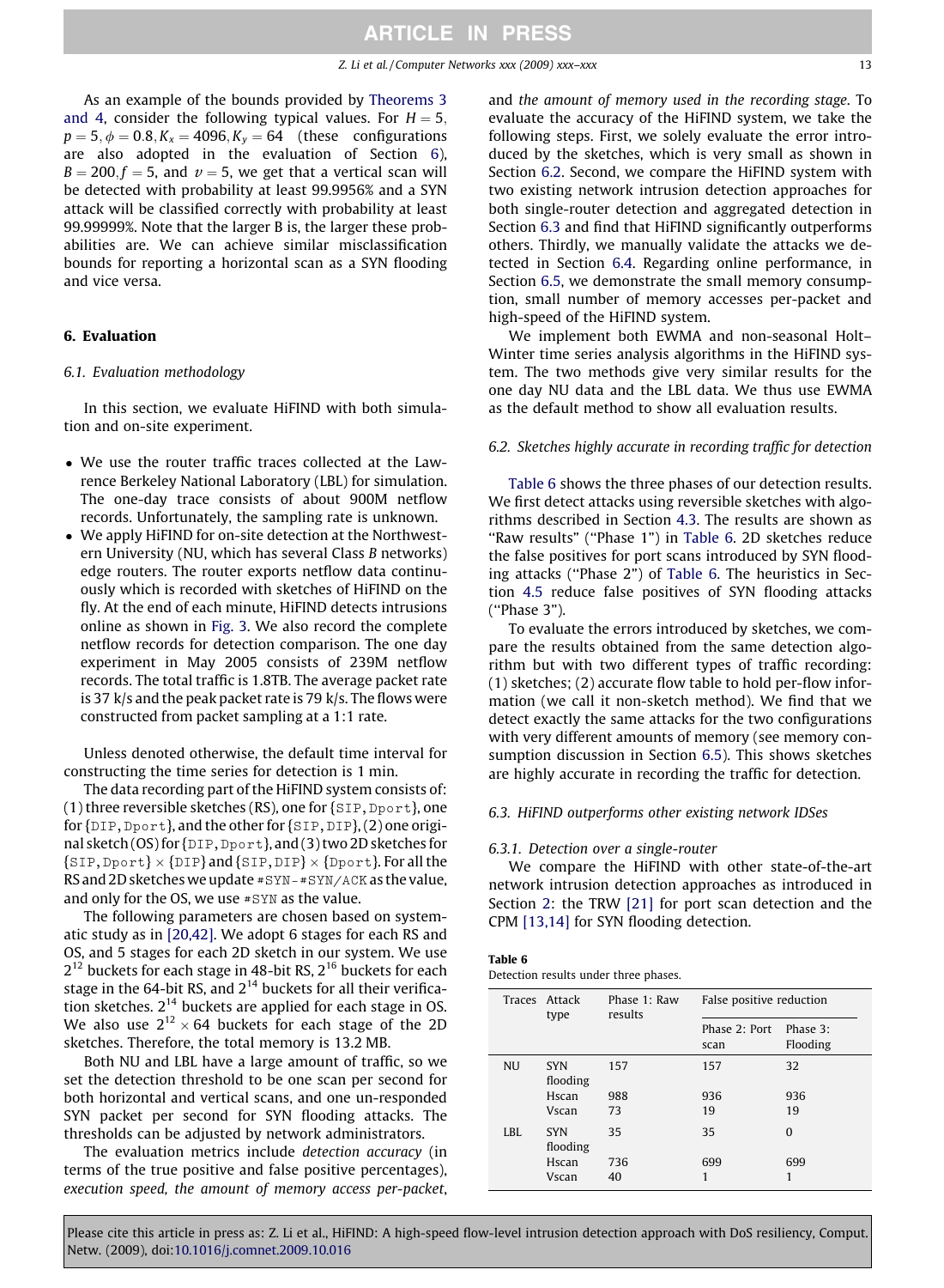As an example of the bounds provided by Theorems 3 and 4, consider the following typical values. For $H = 5$, $p = 5, \phi = 0.8, K_x = 4096, K_y = 64$ (these configurations are also adopted in the evaluation of Section 6), $B = 200, f = 5$, and $v = 5$, we get that a vertical scan will be detected with probability at least 99.9956% and a SYN attack will be classified correctly with probability at least 99.99999%. Note that the larger B is, the larger these probabilities are. We can achieve similar misclassification bounds for reporting a horizontal scan as a SYN flooding and vice versa.

## 6. Evaluation

### 6.1. Evaluation methodology

In this section, we evaluate HiFIND with both simulation and on-site experiment.

- We use the router traffic traces collected at the Lawrence Berkeley National Laboratory (LBL) for simulation. The one-day trace consists of about 900M netflow records. Unfortunately, the sampling rate is unknown.
- We apply HiFIND for on-site detection at the Northwestern University (NU, which has several Class *B* networks) edge routers. The router exports netflow data continuously which is recorded with sketches of HiFIND on the fly. At the end of each minute, HiFIND detects intrusions online as shown in Fig. 3. We also record the complete netflow records for detection comparison. The one day experiment in May 2005 consists of 239M netflow records. The total traffic is 1.8TB. The average packet rate is 37 k/s and the peak packet rate is 79 k/s. The flows were constructed from packet sampling at a 1:1 rate.

Unless denoted otherwise, the default time interval for constructing the time series for detection is 1 min.

The data recording part of the HiFIND system consists of: (1) three reversible sketches (RS), one for {SIP, Dport}, one for {DIP, Dport}, and the other for {SIP, DIP}, (2) one original sketch (OS) for {DIP, Dport}, and (3) two 2D sketches for {SIP, Dport} × {DIP} and {SIP, DIP} × {Dport}. For all the RS and 2D sketches we update #SYN–#SYN/ACK as the value, and only for the OS, we use #SYN as the value.

The following parameters are chosen based on systematic study as in [20,42]. We adopt 6 stages for each RS and OS, and 5 stages for each 2D sketch in our system. We use $2^{12}$ buckets for each stage in 48-bit RS, $2^{16}$ buckets for each stage in the 64-bit RS, and $2^{14}$ buckets for all their verification sketches. $2^{14}$ buckets are applied for each stage in OS. We also use $2^{12} \times 64$ buckets for each stage of the 2D sketches. Therefore, the total memory is 13.2 MB.

Both NU and LBL have a large amount of traffic, so we set the detection threshold to be one scan per second for both horizontal and vertical scans, and one un-responded SYN packet per second for SYN flooding attacks. The thresholds can be adjusted by network administrators.

The evaluation metrics include *detection accuracy* (in terms of the true positive and false positive percentages), *execution speed, the amount of memory access per-packet,* and *the amount of memory used in the recording stage*. To evaluate the accuracy of the HiFIND system, we take the following steps. First, we solely evaluate the error introduced by the sketches, which is very small as shown in Section 6.2. Second, we compare the HiFIND system with two existing network intrusion detection approaches for both single-router detection and aggregated detection in Section 6.3 and find that HiFIND significantly outperforms others. Thirdly, we manually validate the attacks we detected in Section 6.4. Regarding online performance, in Section 6.5, we demonstrate the small memory consumption, small number of memory accesses per-packet and high-speed of the HiFIND system.

We implement both EWMA and non-seasonal Holt–Winter time series analysis algorithms in the HiFIND system. The two methods give very similar results for the one day NU data and the LBL data. We thus use EWMA as the default method to show all evaluation results.

### 6.2. Sketches highly accurate in recording traffic for detection

Table 6 shows the three phases of our detection results. We first detect attacks using reversible sketches with algorithms described in Section 4.3. The results are shown as "Raw results" ("Phase 1") in Table 6. 2D sketches reduce the false positives for port scans introduced by SYN flooding attacks ("Phase 2") of Table 6. The heuristics in Section 4.5 reduce false positives of SYN flooding attacks ("Phase 3").

To evaluate the errors introduced by sketches, we compare the results obtained from the same detection algorithm but with two different types of traffic recording: (1) sketches; (2) accurate flow table to hold per-flow information (we call it non-sketch method). We find that we detect exactly the same attacks for the two configurations with very different amounts of memory (see memory consumption discussion in Section 6.5). This shows sketches are highly accurate in recording the traffic for detection.

### 6.3. HiFIND outperforms other existing network IDSes

#### 6.3.1. Detection over a single-router

We compare the HiFIND with other state-of-the-art network intrusion detection approaches as introduced in Section 2: the TRW [21] for port scan detection and the CPM [13,14] for SYN flooding detection.

**Table 6**
Detection results under three phases.

| Traces | Attack type | Phase 1: Raw results | False positive reduction | |
|---|---|---|---|---|
| | | | Phase 2: Port scan | Phase 3: Flooding |
| NU | SYN flooding | 157 | 157 | 32 |
| | Hscan | 988 | 936 | 936 |
| | Vscan | 73 | 19 | 19 |
| LBL | SYN flooding | 35 | 35 | 0 |
| | Hscan | 736 | 699 | 699 |
| | Vscan | 40 | 1 | 1 |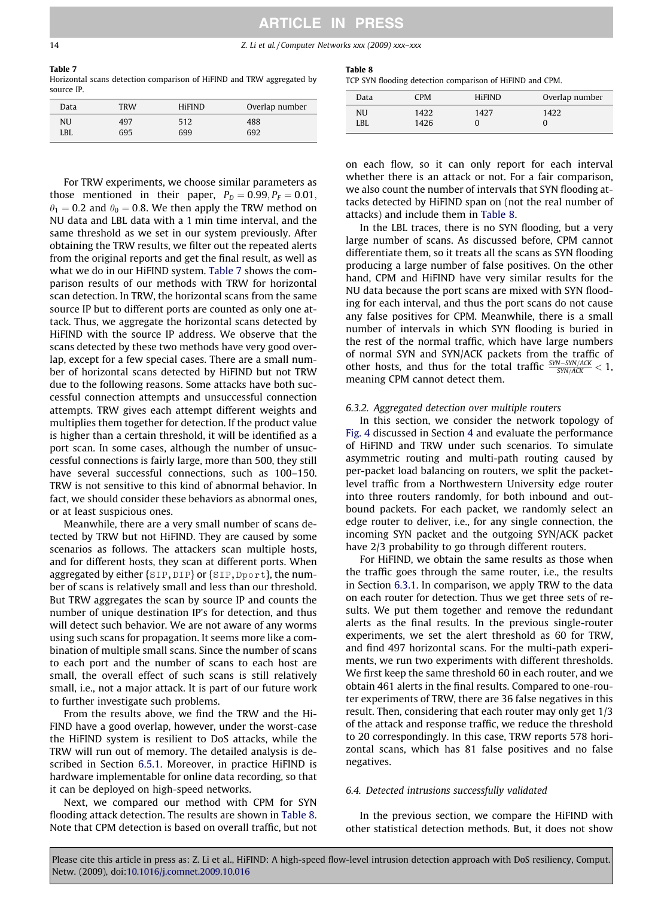**Table 7**
Horizontal scans detection comparison of HiFIND and TRW aggregated by source IP.

| Data | TRW | HiFIND | Overlap number |
|---|---|---|---|
| NU | 497 | 512 | 488 |
| LBL | 695 | 699 | 692 |

**Table 8**
TCP SYN flooding detection comparison of HiFIND and CPM.

| Data | CPM | HiFIND | Overlap number |
|---|---|---|---|
| NU | 1422 | 1427 | 1422 |
| LBL | 1426 | 0 | 0 |

For TRW experiments, we choose similar parameters as those mentioned in their paper, $P_D = 0.99, P_F = 0.01$, $\theta_1 = 0.2$ and $\theta_0 = 0.8$. We then apply the TRW method on NU data and LBL data with a 1 min time interval, and the same threshold as we set in our system previously. After obtaining the TRW results, we filter out the repeated alerts from the original reports and get the final result, as well as what we do in our HiFIND system. Table 7 shows the comparison results of our methods with TRW for horizontal scan detection. In TRW, the horizontal scans from the same source IP but to different ports are counted as only one attack. Thus, we aggregate the horizontal scans detected by HiFIND with the source IP address. We observe that the scans detected by these two methods have very good overlap, except for a few special cases. There are a small number of horizontal scans detected by HiFIND but not TRW due to the following reasons. Some attacks have both successful connection attempts and unsuccessful connection attempts. TRW gives each attempt different weights and multiplies them together for detection. If the product value is higher than a certain threshold, it will be identified as a port scan. In some cases, although the number of unsuccessful connections is fairly large, more than 500, they still have several successful connections, such as 100–150. TRW is not sensitive to this kind of abnormal behavior. In fact, we should consider these behaviors as abnormal ones, or at least suspicious ones.

Meanwhile, there are a very small number of scans detected by TRW but not HiFIND. They are caused by some scenarios as follows. The attackers scan multiple hosts, and for different hosts, they scan at different ports. When aggregated by either {SIP, DIP} or {SIP, Dport}, the number of scans is relatively small and less than our threshold. But TRW aggregates the scan by source IP and counts the number of unique destination IP's for detection, and thus will detect such behavior. We are not aware of any worms using such scans for propagation. It seems more like a combination of multiple small scans. Since the number of scans to each port and the number of scans to each host are small, the overall effect of such scans is still relatively small, i.e., not a major attack. It is part of our future work to further investigate such problems.

From the results above, we find the TRW and the HiFIND have a good overlap, however, under the worst-case the HiFIND system is resilient to DoS attacks, while the TRW will run out of memory. The detailed analysis is described in Section 6.5.1. Moreover, in practice HiFIND is hardware implementable for online data recording, so that it can be deployed on high-speed networks.

Next, we compared our method with CPM for SYN flooding attack detection. The results are shown in Table 8. Note that CPM detection is based on overall traffic, but not on each flow, so it can only report for each interval whether there is an attack or not. For a fair comparison, we also count the number of intervals that SYN flooding attacks detected by HiFIND span on (not the real number of attacks) and include them in Table 8.

In the LBL traces, there is no SYN flooding, but a very large number of scans. As discussed before, CPM cannot differentiate them, so it treats all the scans as SYN flooding producing a large number of false positives. On the other hand, CPM and HiFIND have very similar results for the NU data because the port scans are mixed with SYN flooding for each interval, and thus the port scans do not cause any false positives for CPM. Meanwhile, there is a small number of intervals in which SYN flooding is buried in the rest of the normal traffic, which have large numbers of normal SYN and SYN/ACK packets from the traffic of other hosts, and thus for the total traffic $\frac{SYN - SYN/ACK}{SYN/ACK} < 1$, meaning CPM cannot detect them.

### 6.3.2. Aggregated detection over multiple routers

In this section, we consider the network topology of Fig. 4 discussed in Section 4 and evaluate the performance of HiFIND and TRW under such scenarios. To simulate asymmetric routing and multi-path routing caused by per-packet load balancing on routers, we split the packet-level traffic from a Northwestern University edge router into three routers randomly, for both inbound and outbound packets. For each packet, we randomly select an edge router to deliver, i.e., for any single connection, the incoming SYN packet and the outgoing SYN/ACK packet have 2/3 probability to go through different routers.

For HiFIND, we obtain the same results as those when the traffic goes through the same router, i.e., the results in Section 6.3.1. In comparison, we apply TRW to the data on each router for detection. Thus we get three sets of results. We put them together and remove the redundant alerts as the final results. In the previous single-router experiments, we set the alert threshold as 60 for TRW, and find 497 horizontal scans. For the multi-path experiments, we run two experiments with different thresholds. We first keep the same threshold 60 in each router, and we obtain 461 alerts in the final results. Compared to one-router experiments of TRW, there are 36 false negatives in this result. Then, considering that each router may only get 1/3 of the attack and response traffic, we reduce the threshold to 20 correspondingly. In this case, TRW reports 578 horizontal scans, which has 81 false positives and no false negatives.

### 6.4. Detected intrusions successfully validated

In the previous section, we compare the HiFIND with other statistical detection methods. But, it does not show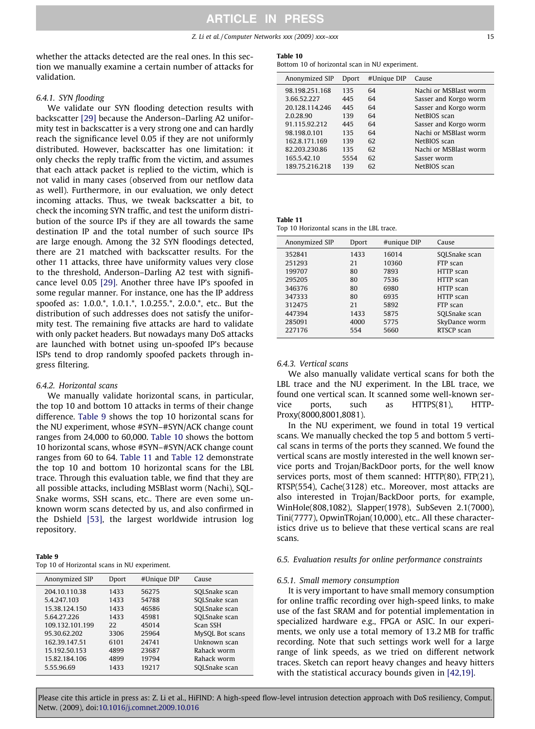whether the attacks detected are the real ones. In this section we manually examine a certain number of attacks for validation.

#### 6.4.1. SYN flooding

We validate our SYN flooding detection results with backscatter [29] because the Anderson–Darling A2 uniformity test in backscatter is a very strong one and can hardly reach the significance level 0.05 if they are not uniformly distributed. However, backscatter has one limitation: it only checks the reply traffic from the victim, and assumes that each attack packet is replied to the victim, which is not valid in many cases (observed from our netflow data as well). Furthermore, in our evaluation, we only detect incoming attacks. Thus, we tweak backscatter a bit, to check the incoming SYN traffic, and test the uniform distribution of the source IPs if they are all towards the same destination IP and the total number of such source IPs are large enough. Among the 32 SYN floodings detected, there are 21 matched with backscatter results. For the other 11 attacks, three have uniformity values very close to the threshold, Anderson–Darling A2 test with significance level 0.05 [29]. Another three have IP's spoofed in some regular manner. For instance, one has the IP address spoofed as: 1.0.0.*, 1.0.1.*, 1.0.255.*, 2.0.0.*, etc.. But the distribution of such addresses does not satisfy the uniformity test. The remaining five attacks are hard to validate with only packet headers. But nowadays many DoS attacks are launched with botnet using un-spoofed IP's because ISPs tend to drop randomly spoofed packets through ingress filtering.

#### 6.4.2. Horizontal scans

We manually validate horizontal scans, in particular, the top 10 and bottom 10 attacks in terms of their change difference. Table 9 shows the top 10 horizontal scans for the NU experiment, whose #SYN–#SYN/ACK change count ranges from 24,000 to 60,000. Table 10 shows the bottom 10 horizontal scans, whose #SYN–#SYN/ACK change count ranges from 60 to 64. Table 11 and Table 12 demonstrate the top 10 and bottom 10 horizontal scans for the LBL trace. Through this evaluation table, we find that they are all possible attacks, including MSBlast worm (Nachi), SQL-Snake worms, SSH scans, etc.. There are even some unknown worm scans detected by us, and also confirmed in the Dshield [53], the largest worldwide intrusion log repository.

**Table 9**
Top 10 of Horizontal scans in NU experiment.

| Anonymized SIP | Dport | #Unique DIP | Cause |
|---|---|---|---|
| 204.10.110.38 | 1433 | 56275 | SQLSnake scan |
| 5.4.247.103 | 1433 | 54788 | SQLSnake scan |
| 15.38.124.150 | 1433 | 46586 | SQLSnake scan |
| 5.64.27.226 | 1433 | 45981 | SQLSnake scan |
| 109.132.101.199 | 22 | 45014 | Scan SSH |
| 95.30.62.202 | 3306 | 25964 | MySQL Bot scans |
| 162.39.147.51 | 6101 | 24741 | Unknown scan |
| 15.192.50.153 | 4899 | 23687 | Rahack worm |
| 15.82.184.106 | 4899 | 19794 | Rahack worm |
| 5.55.96.69 | 1433 | 19217 | SQLSnake scan |

**Table 10**
Bottom 10 of horizontal scan in NU experiment.

| Anonymized SIP | Dport | #Unique DIP | Cause |
|---|---|---|---|
| 98.198.251.168 | 135 | 64 | Nachi or MSBlast worm |
| 3.66.52.227 | 445 | 64 | Sasser and Korgo worm |
| 20.128.114.246 | 445 | 64 | Sasser and Korgo worm |
| 2.0.28.90 | 139 | 64 | NetBIOS scan |
| 91.115.92.212 | 445 | 64 | Sasser and Korgo worm |
| 98.198.0.101 | 135 | 64 | Nachi or MSBlast worm |
| 162.8.171.169 | 139 | 62 | NetBIOS scan |
| 82.203.230.86 | 135 | 62 | Nachi or MSBlast worm |
| 165.5.42.10 | 5554 | 62 | Sasser worm |
| 189.75.216.218 | 139 | 62 | NetBIOS scan |

**Table 11**
Top 10 Horizontal scans in the LBL trace.

| Anonymized SIP | Dport | #unique DIP | Cause |
|---|---|---|---|
| 352841 | 1433 | 16014 | SQLSnake scan |
| 251293 | 21 | 10360 | FTP scan |
| 199707 | 80 | 7893 | HTTP scan |
| 295205 | 80 | 7536 | HTTP scan |
| 346376 | 80 | 6980 | HTTP scan |
| 347333 | 80 | 6935 | HTTP scan |
| 312475 | 21 | 5892 | FTP scan |
| 447394 | 1433 | 5875 | SQLSnake scan |
| 285091 | 4000 | 5775 | SkyDance worm |
| 227176 | 554 | 5660 | RTSCP scan |

#### 6.4.3. Vertical scans

We also manually validate vertical scans for both the LBL trace and the NU experiment. In the LBL trace, we found one vertical scan. It scanned some well-known service ports, such as HTTPS(81), HTTP-Proxy(8000,8001,8081).

In the NU experiment, we found in total 19 vertical scans. We manually checked the top 5 and bottom 5 vertical scans in terms of the ports they scanned. We found the vertical scans are mostly interested in the well known service ports and Trojan/BackDoor ports, for the well know services ports, most of them scanned: HTTP(80), FTP(21), RTSP(554), Cache(3128) etc.. Moreover, most attacks are also interested in Trojan/BackDoor ports, for example, WinHole(808,1082), Slapper(1978), SubSeven 2.1(7000), Tini(7777), OpwinTRojan(10,000), etc.. All these characteristics drive us to believe that these vertical scans are real scans.

### 6.5. Evaluation results for online performance constraints

#### 6.5.1. Small memory consumption

It is very important to have small memory consumption for online traffic recording over high-speed links, to make use of the fast SRAM and for potential implementation in specialized hardware e.g., FPGA or ASIC. In our experiments, we only use a total memory of 13.2 MB for traffic recording. Note that such settings work well for a large range of link speeds, as we tried on different network traces. Sketch can report heavy changes and heavy hitters with the statistical accuracy bounds given in [42,19].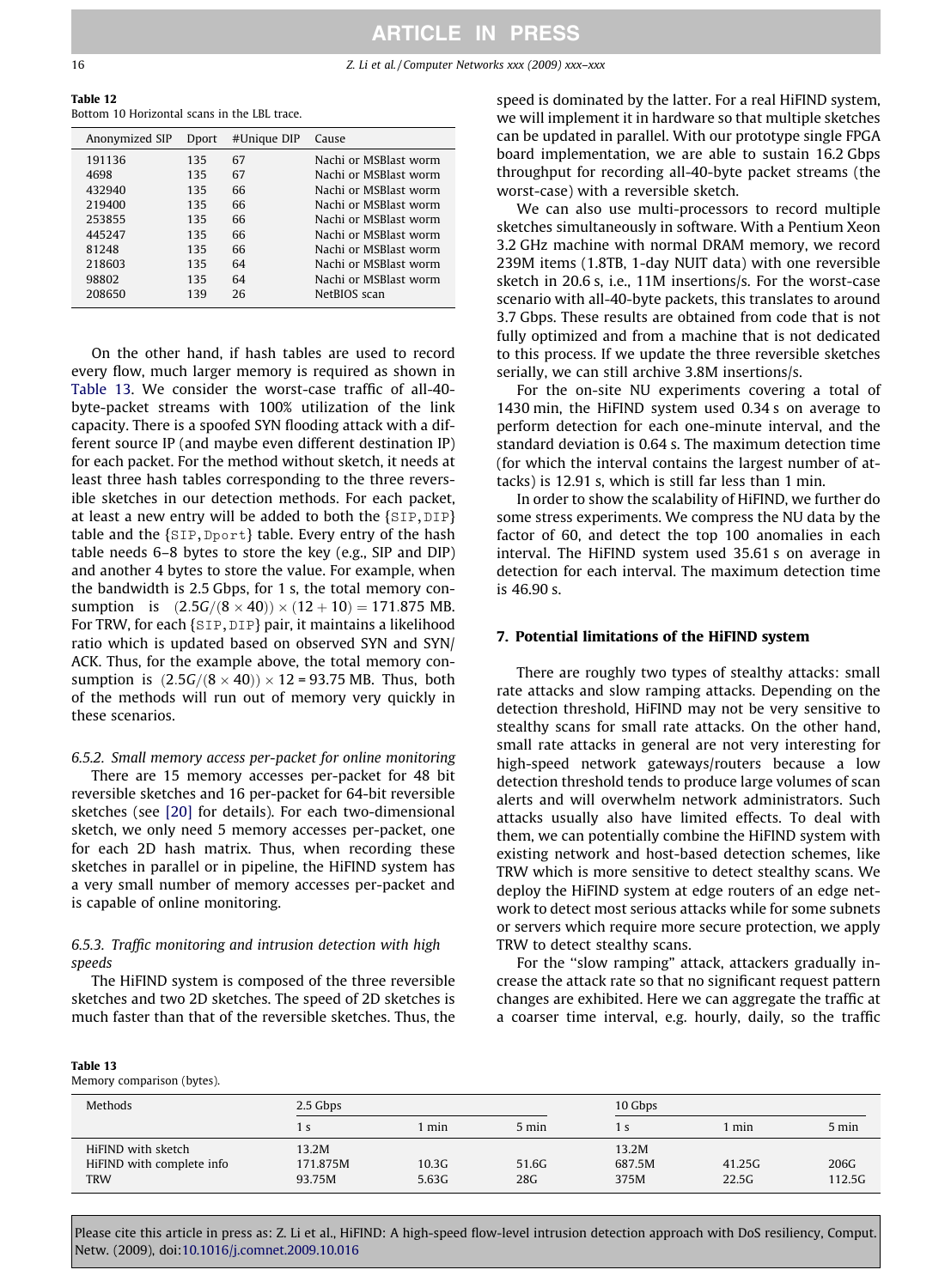Table 12
Bottom 10 Horizontal scans in the LBL trace.

| Anonymized SIP | Dport | #Unique DIP | Cause |
|---|---|---|---|
| 191136 | 135 | 67 | Nachi or MSBlast worm |
| 4698 | 135 | 67 | Nachi or MSBlast worm |
| 432940 | 135 | 66 | Nachi or MSBlast worm |
| 219400 | 135 | 66 | Nachi or MSBlast worm |
| 253855 | 135 | 66 | Nachi or MSBlast worm |
| 445247 | 135 | 66 | Nachi or MSBlast worm |
| 81248 | 135 | 66 | Nachi or MSBlast worm |
| 218603 | 135 | 64 | Nachi or MSBlast worm |
| 98802 | 135 | 64 | Nachi or MSBlast worm |
| 208650 | 139 | 26 | NetBIOS scan |

On the other hand, if hash tables are used to record every flow, much larger memory is required as shown in Table 13. We consider the worst-case traffic of all-40-byte-packet streams with 100% utilization of the link capacity. There is a spoofed SYN flooding attack with a different source IP (and maybe even different destination IP) for each packet. For the method without sketch, it needs at least three hash tables corresponding to the three reversible sketches in our detection methods. For each packet, at least a new entry will be added to both the {SIP,DIP} table and the {SIP,Dport} table. Every entry of the hash table needs 6–8 bytes to store the key (e.g., SIP and DIP) and another 4 bytes to store the value. For example, when the bandwidth is 2.5 Gbps, for 1 s, the total memory consumption is $(2.5G/(8\times 40))\times(12+10) = 171.875$ MB. For TRW, for each {SIP,DIP} pair, it maintains a likelihood ratio which is updated based on observed SYN and SYN/ACK. Thus, for the example above, the total memory consumption is $(2.5G/(8\times 40))\times 12 = 93.75$ MB. Thus, both of the methods will run out of memory very quickly in these scenarios.

### 6.5.2. Small memory access per-packet for online monitoring

There are 15 memory accesses per-packet for 48 bit reversible sketches and 16 per-packet for 64-bit reversible sketches (see [20] for details). For each two-dimensional sketch, we only need 5 memory accesses per-packet, one for each 2D hash matrix. Thus, when recording these sketches in parallel or in pipeline, the HiFIND system has a very small number of memory accesses per-packet and is capable of online monitoring.

### 6.5.3. Traffic monitoring and intrusion detection with high speeds

The HiFIND system is composed of the three reversible sketches and two 2D sketches. The speed of 2D sketches is much faster than that of the reversible sketches. Thus, the speed is dominated by the latter. For a real HiFIND system, we will implement it in hardware so that multiple sketches can be updated in parallel. With our prototype single FPGA board implementation, we are able to sustain 16.2 Gbps throughput for recording all-40-byte packet streams (the worst-case) with a reversible sketch.

We can also use multi-processors to record multiple sketches simultaneously in software. With a Pentium Xeon 3.2 GHz machine with normal DRAM memory, we record 239M items (1.8TB, 1-day NUIT data) with one reversible sketch in 20.6 s, i.e., 11M insertions/s. For the worst-case scenario with all-40-byte packets, this translates to around 3.7 Gbps. These results are obtained from code that is not fully optimized and from a machine that is not dedicated to this process. If we update the three reversible sketches serially, we can still archive 3.8M insertions/s.

For the on-site NU experiments covering a total of 1430 min, the HiFIND system used 0.34 s on average to perform detection for each one-minute interval, and the standard deviation is 0.64 s. The maximum detection time (for which the interval contains the largest number of attacks) is 12.91 s, which is still far less than 1 min.

In order to show the scalability of HiFIND, we further do some stress experiments. We compress the NU data by the factor of 60, and detect the top 100 anomalies in each interval. The HiFIND system used 35.61 s on average in detection for each interval. The maximum detection time is 46.90 s.

## 7. Potential limitations of the HiFIND system

There are roughly two types of stealthy attacks: small rate attacks and slow ramping attacks. Depending on the detection threshold, HiFIND may not be very sensitive to stealthy scans for small rate attacks. On the other hand, small rate attacks in general are not very interesting for high-speed network gateways/routers because a low detection threshold tends to produce large volumes of scan alerts and will overwhelm network administrators. Such attacks usually also have limited effects. To deal with them, we can potentially combine the HiFIND system with existing network and host-based detection schemes, like TRW which is more sensitive to detect stealthy scans. We deploy the HiFIND system at edge routers of an edge network to detect most serious attacks while for some subnets or servers which require more secure protection, we apply TRW to detect stealthy scans.

For the "slow ramping" attack, attackers gradually increase the attack rate so that no significant request pattern changes are exhibited. Here we can aggregate the traffic at a coarser time interval, e.g. hourly, daily, so the traffic

Table 13
Memory comparison (bytes).

| Methods | 2.5 Gbps | | | 10 Gbps | | |
|---|---|---|---|---|---|---|
| | 1 s | 1 min | 5 min | 1 s | 1 min | 5 min |
| HiFIND with sketch | 13.2M | | | 13.2M | | |
| HiFIND with complete info | 171.875M | 10.3G | 51.6G | 687.5M | 41.25G | 206G |
| TRW | 93.75M | 5.63G | 28G | 375M | 22.5G | 112.5G |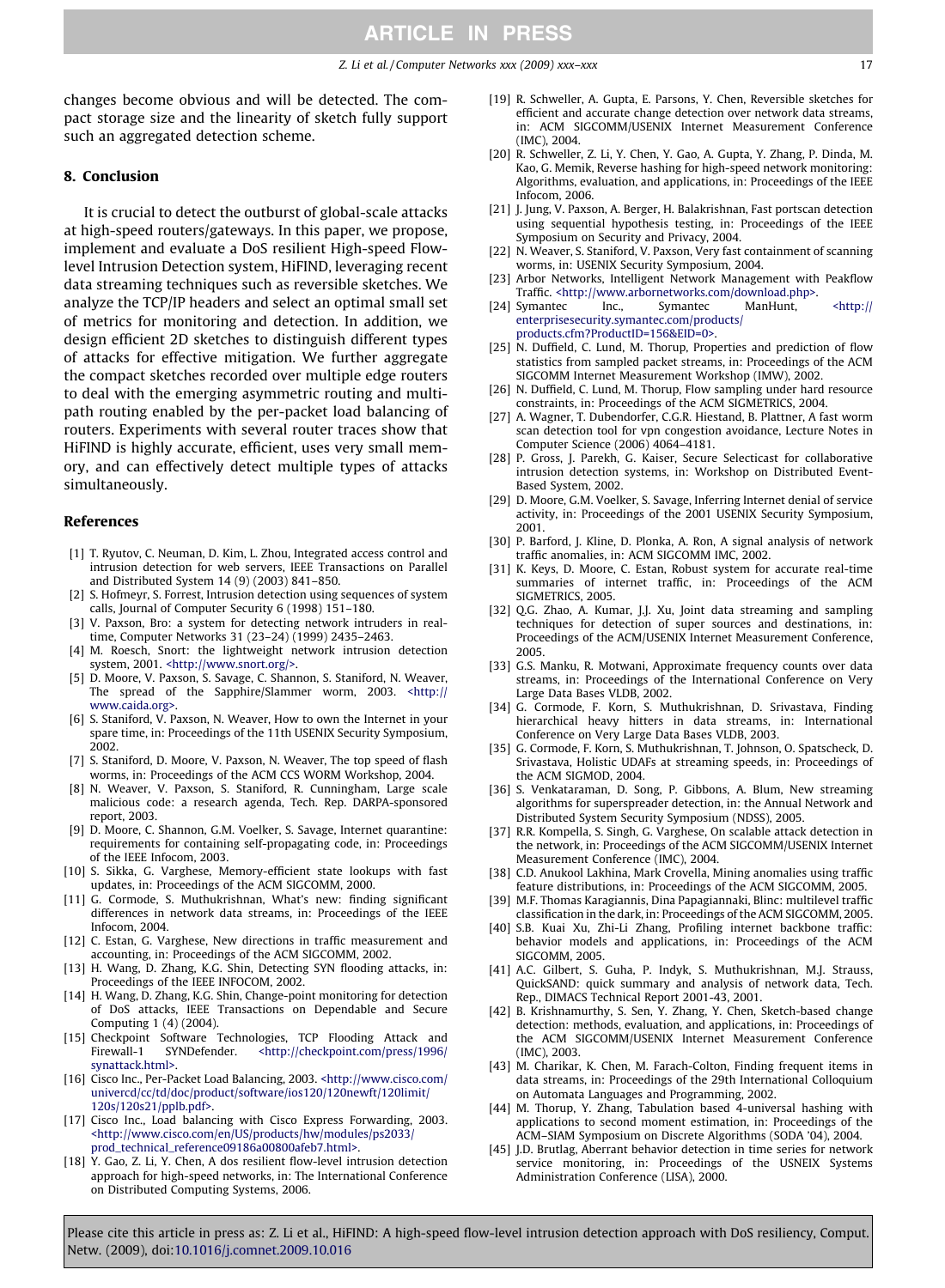changes become obvious and will be detected. The compact storage size and the linearity of sketch fully support such an aggregated detection scheme.

## 8. Conclusion

It is crucial to detect the outburst of global-scale attacks at high-speed routers/gateways. In this paper, we propose, implement and evaluate a DoS resilient High-speed Flow-level Intrusion Detection system, HiFIND, leveraging recent data streaming techniques such as reversible sketches. We analyze the TCP/IP headers and select an optimal small set of metrics for monitoring and detection. In addition, we design efficient 2D sketches to distinguish different types of attacks for effective mitigation. We further aggregate the compact sketches recorded over multiple edge routers to deal with the emerging asymmetric routing and multi-path routing enabled by the per-packet load balancing of routers. Experiments with several router traces show that HiFIND is highly accurate, efficient, uses very small memory, and can effectively detect multiple types of attacks simultaneously.

## References

[1] T. Ryutov, C. Neuman, D. Kim, L. Zhou, Integrated access control and intrusion detection for web servers, IEEE Transactions on Parallel and Distributed System 14 (9) (2003) 841–850.

[2] S. Hofmeyr, S. Forrest, Intrusion detection using sequences of system calls, Journal of Computer Security 6 (1998) 151–180.

[3] V. Paxson, Bro: a system for detecting network intruders in real-time, Computer Networks 31 (23–24) (1999) 2435–2463.

[4] M. Roesch, Snort: the lightweight network intrusion detection system, 2001. <http://www.snort.org/>.

[5] D. Moore, V. Paxson, S. Savage, C. Shannon, S. Staniford, N. Weaver, The spread of the Sapphire/Slammer worm, 2003. <http://www.caida.org>.

[6] S. Staniford, V. Paxson, N. Weaver, How to own the Internet in your spare time, in: Proceedings of the 11th USENIX Security Symposium, 2002.

[7] S. Staniford, D. Moore, V. Paxson, N. Weaver, The top speed of flash worms, in: Proceedings of the ACM CCS WORM Workshop, 2004.

[8] N. Weaver, V. Paxson, S. Staniford, R. Cunningham, Large scale malicious code: a research agenda, Tech. Rep. DARPA-sponsored report, 2003.

[9] D. Moore, C. Shannon, G.M. Voelker, S. Savage, Internet quarantine: requirements for containing self-propagating code, in: Proceedings of the IEEE Infocom, 2003.

[10] S. Sikka, G. Varghese, Memory-efficient state lookups with fast updates, in: Proceedings of the ACM SIGCOMM, 2000.

[11] G. Cormode, S. Muthukrishnan, What's new: finding significant differences in network data streams, in: Proceedings of the IEEE Infocom, 2004.

[12] C. Estan, G. Varghese, New directions in traffic measurement and accounting, in: Proceedings of the ACM SIGCOMM, 2002.

[13] H. Wang, D. Zhang, K.G. Shin, Detecting SYN flooding attacks, in: Proceedings of the IEEE INFOCOM, 2002.

[14] H. Wang, D. Zhang, K.G. Shin, Change-point monitoring for detection of DoS attacks, IEEE Transactions on Dependable and Secure Computing 1 (4) (2004).

[15] Checkpoint Software Technologies, TCP Flooding Attack and Firewall-1 SYNDefender. <http://checkpoint.com/press/1996/synattack.html>.

[16] Cisco Inc., Per-Packet Load Balancing, 2003. <http://www.cisco.com/univercd/cc/td/doc/product/software/ios120/120newft/120limit/120s/120s21/pplb.pdf>.

[17] Cisco Inc., Load balancing with Cisco Express Forwarding, 2003. <http://www.cisco.com/en/US/products/hw/modules/ps2033/prod_technical_reference09186a00800afeb7.html>.

[18] Y. Gao, Z. Li, Y. Chen, A dos resilient flow-level intrusion detection approach for high-speed networks, in: The International Conference on Distributed Computing Systems, 2006.

[19] R. Schweller, A. Gupta, E. Parsons, Y. Chen, Reversible sketches for efficient and accurate change detection over network data streams, in: ACM SIGCOMM/USENIX Internet Measurement Conference (IMC), 2004.

[20] R. Schweller, Z. Li, Y. Chen, Y. Gao, A. Gupta, Y. Zhang, P. Dinda, M. Kao, G. Memik, Reverse hashing for high-speed network monitoring: Algorithms, evaluation, and applications, in: Proceedings of the IEEE Infocom, 2006.

[21] J. Jung, V. Paxson, A. Berger, H. Balakrishnan, Fast portscan detection using sequential hypothesis testing, in: Proceedings of the IEEE Symposium on Security and Privacy, 2004.

[22] N. Weaver, S. Staniford, V. Paxson, Very fast containment of scanning worms, in: USENIX Security Symposium, 2004.

[23] Arbor Networks, Intelligent Network Management with Peakflow Traffic. <http://www.arbornetworks.com/download.php>.

[24] Symantec Inc., Symantec ManHunt, <http://enterprisesecurity.symantec.com/products/products.cfm?ProductID=156&EID=0>.

[25] N. Duffield, C. Lund, M. Thorup, Properties and prediction of flow statistics from sampled packet streams, in: Proceedings of the ACM SIGCOMM Internet Measurement Workshop (IMW), 2002.

[26] N. Duffield, C. Lund, M. Thorup, Flow sampling under hard resource constraints, in: Proceedings of the ACM SIGMETRICS, 2004.

[27] A. Wagner, T. Dubendorfer, C.G.R. Hiestand, B. Plattner, A fast worm scan detection tool for vpn congestion avoidance, Lecture Notes in Computer Science (2006) 4064–4181.

[28] P. Gross, J. Parekh, G. Kaiser, Secure Selecticast for collaborative intrusion detection systems, in: Workshop on Distributed Event-Based System, 2002.

[29] D. Moore, G.M. Voelker, S. Savage, Inferring Internet denial of service activity, in: Proceedings of the 2001 USENIX Security Symposium, 2001.

[30] P. Barford, J. Kline, D. Plonka, A. Ron, A signal analysis of network traffic anomalies, in: ACM SIGCOMM IMC, 2002.

[31] K. Keys, D. Moore, C. Estan, Robust system for accurate real-time summaries of internet traffic, in: Proceedings of the ACM SIGMETRICS, 2005.

[32] Q.G. Zhao, A. Kumar, J.J. Xu, Joint data streaming and sampling techniques for detection of super sources and destinations, in: Proceedings of the ACM/USENIX Internet Measurement Conference, 2005.

[33] G.S. Manku, R. Motwani, Approximate frequency counts over data streams, in: Proceedings of the International Conference on Very Large Data Bases VLDB, 2002.

[34] G. Cormode, F. Korn, S. Muthukrishnan, D. Srivastava, Finding hierarchical heavy hitters in data streams, in: International Conference on Very Large Data Bases VLDB, 2003.

[35] G. Cormode, F. Korn, S. Muthukrishnan, T. Johnson, O. Spatscheck, D. Srivastava, Holistic UDAFs at streaming speeds, in: Proceedings of the ACM SIGMOD, 2004.

[36] S. Venkataraman, D. Song, P. Gibbons, A. Blum, New streaming algorithms for superspreader detection, in: the Annual Network and Distributed System Security Symposium (NDSS), 2005.

[37] R.R. Kompella, S. Singh, G. Varghese, On scalable attack detection in the network, in: Proceedings of the ACM SIGCOMM/USENIX Internet Measurement Conference (IMC), 2004.

[38] C.D. Anukool Lakhina, Mark Crovella, Mining anomalies using traffic feature distributions, in: Proceedings of the ACM SIGCOMM, 2005.

[39] M.F. Thomas Karagiannis, Dina Papagiannaki, Blinc: multilevel traffic classification in the dark, in: Proceedings of the ACM SIGCOMM, 2005.

[40] S.B. Kuai Xu, Zhi-Li Zhang, Profiling internet backbone traffic: behavior models and applications, in: Proceedings of the ACM SIGCOMM, 2005.

[41] A.C. Gilbert, S. Guha, P. Indyk, S. Muthukrishnan, M.J. Strauss, QuickSAND: quick summary and analysis of network data, Tech. Rep., DIMACS Technical Report 2001-43, 2001.

[42] B. Krishnamurthy, S. Sen, Y. Zhang, Y. Chen, Sketch-based change detection: methods, evaluation, and applications, in: Proceedings of the ACM SIGCOMM/USENIX Internet Measurement Conference (IMC), 2003.

[43] M. Charikar, K. Chen, M. Farach-Colton, Finding frequent items in data streams, in: Proceedings of the 29th International Colloquium on Automata Languages and Programming, 2002.

[44] M. Thorup, Y. Zhang, Tabulation based 4-universal hashing with applications to second moment estimation, in: Proceedings of the ACM–SIAM Symposium on Discrete Algorithms (SODA '04), 2004.

[45] J.D. Brutlag, Aberrant behavior detection in time series for network service monitoring, in: Proceedings of the USNEIX Systems Administration Conference (LISA), 2000.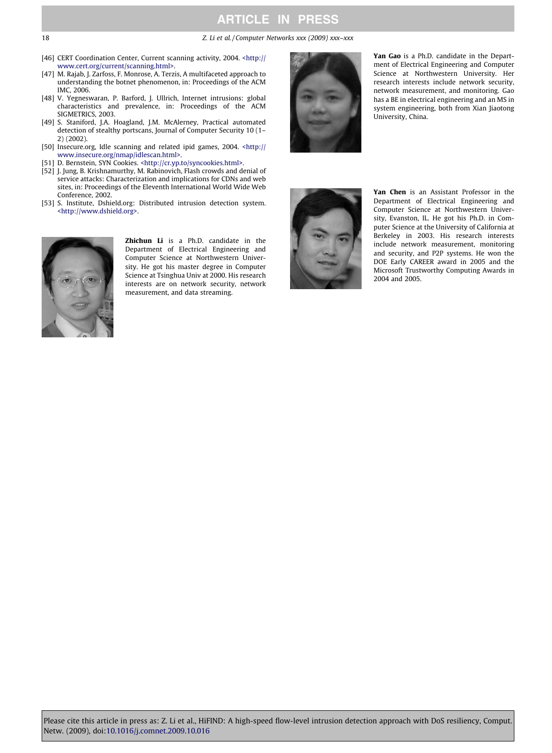[46] CERT Coordination Center, Current scanning activity, 2004. <http://www.cert.org/current/scanning.html>.

[47] M. Rajab, J. Zarfoss, F. Monrose, A. Terzis, A multifaceted approach to understanding the botnet phenomenon, in: Proceedings of the ACM IMC, 2006.

[48] V. Yegneswaran, P. Barford, J. Ullrich, Internet intrusions: global characteristics and prevalence, in: Proceedings of the ACM SIGMETRICS, 2003.

[49] S. Staniford, J.A. Hoagland, J.M. McAlerney, Practical automated detection of stealthy portscans, Journal of Computer Security 10 (1–2) (2002).

[50] Insecure.org, Idle scanning and related ipid games, 2004. <http://www.insecure.org/nmap/idlescan.html>.

[51] D. Bernstein, SYN Cookies. <http://cr.yp.to/syncookies.html>.

[52] J. Jung, B. Krishnamurthy, M. Rabinovich, Flash crowds and denial of service attacks: Characterization and implications for CDNs and web sites, in: Proceedings of the Eleventh International World Wide Web Conference, 2002.

[53] S. Institute, Dshield.org: Distributed intrusion detection system. <http://www.dshield.org>.

**Zhichun Li** is a Ph.D. candidate in the Department of Electrical Engineering and Computer Science at Northwestern University. He got his master degree in Computer Science at Tsinghua Univ at 2000. His research interests are on network security, network measurement, and data streaming.

**Yan Gao** is a Ph.D. candidate in the Department of Electrical Engineering and Computer Science at Northwestern University. Her research interests include network security, network measurement, and monitoring. Gao has a BE in electrical engineering and an MS in system engineering, both from Xian Jiaotong University, China.

**Yan Chen** is an Assistant Professor in the Department of Electrical Engineering and Computer Science at Northwestern University, Evanston, IL. He got his Ph.D. in Computer Science at the University of California at Berkeley in 2003. His research interests include network measurement, monitoring and security, and P2P systems. He won the DOE Early CAREER award in 2005 and the Microsoft Trustworthy Computing Awards in 2004 and 2005.